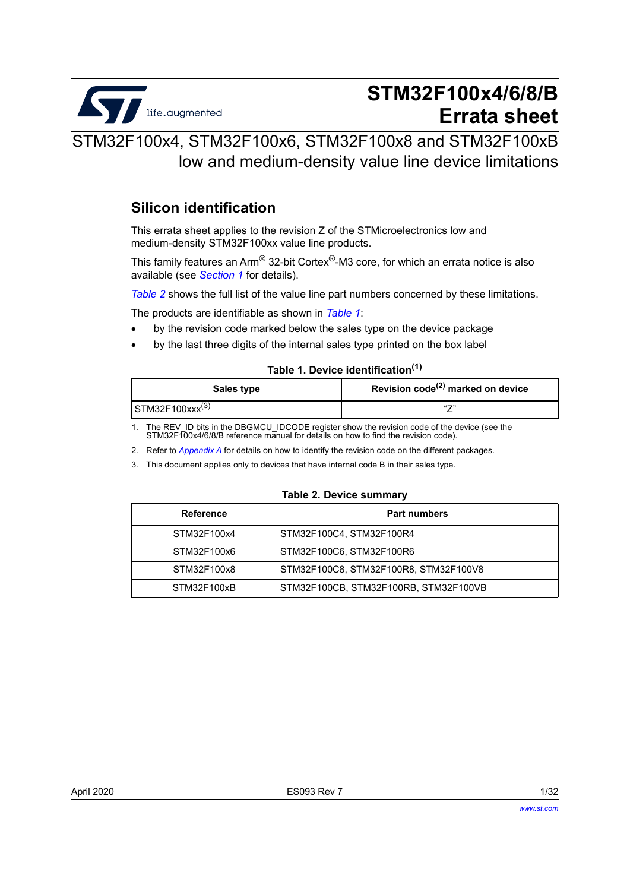# STM32F100x4/6/8/B Errata sheet

## STM32F100x4, STM32F100x6, STM32F100x8 and STM32F100xB low and medium-density value line device limitations

## Silicon identification

This errata sheet applies to the revision Z of the STMicroelectronics low and medium-density STM32F100xx value line products.

This family features an Arm® 32-bit Cortex®-M3 core, for which an errata notice is also available (see *Section 1* for details).

*Table 2* shows the full list of the value line part numbers concerned by these limitations.

The products are identifiable as shown in *Table 1*:

- by the revision code marked below the sales type on the device package
- by the last three digits of the internal sales type printed on the box label

**Table 1. Device identification[(1)]**

| Sales type | Revision code[(2)] marked on device |
|---|---|
| STM32F100xxx[(3)] | "Z" |

1. The REV_ID bits in the DBGMCU_IDCODE register show the revision code of the device (see the STM32F100x4/6/8/B reference manual for details on how to find the revision code).
2. Refer to *Appendix A* for details on how to identify the revision code on the different packages.
3. This document applies only to devices that have internal code B in their sales type.

**Table 2. Device summary**

| Reference | Part numbers |
|---|---|
| STM32F100x4 | STM32F100C4, STM32F100R4 |
| STM32F100x6 | STM32F100C6, STM32F100R6 |
| STM32F100x8 | STM32F100C8, STM32F100R8, STM32F100V8 |
| STM32F100xB | STM32F100CB, STM32F100RB, STM32F100VB |

April 2020 ES093 Rev 7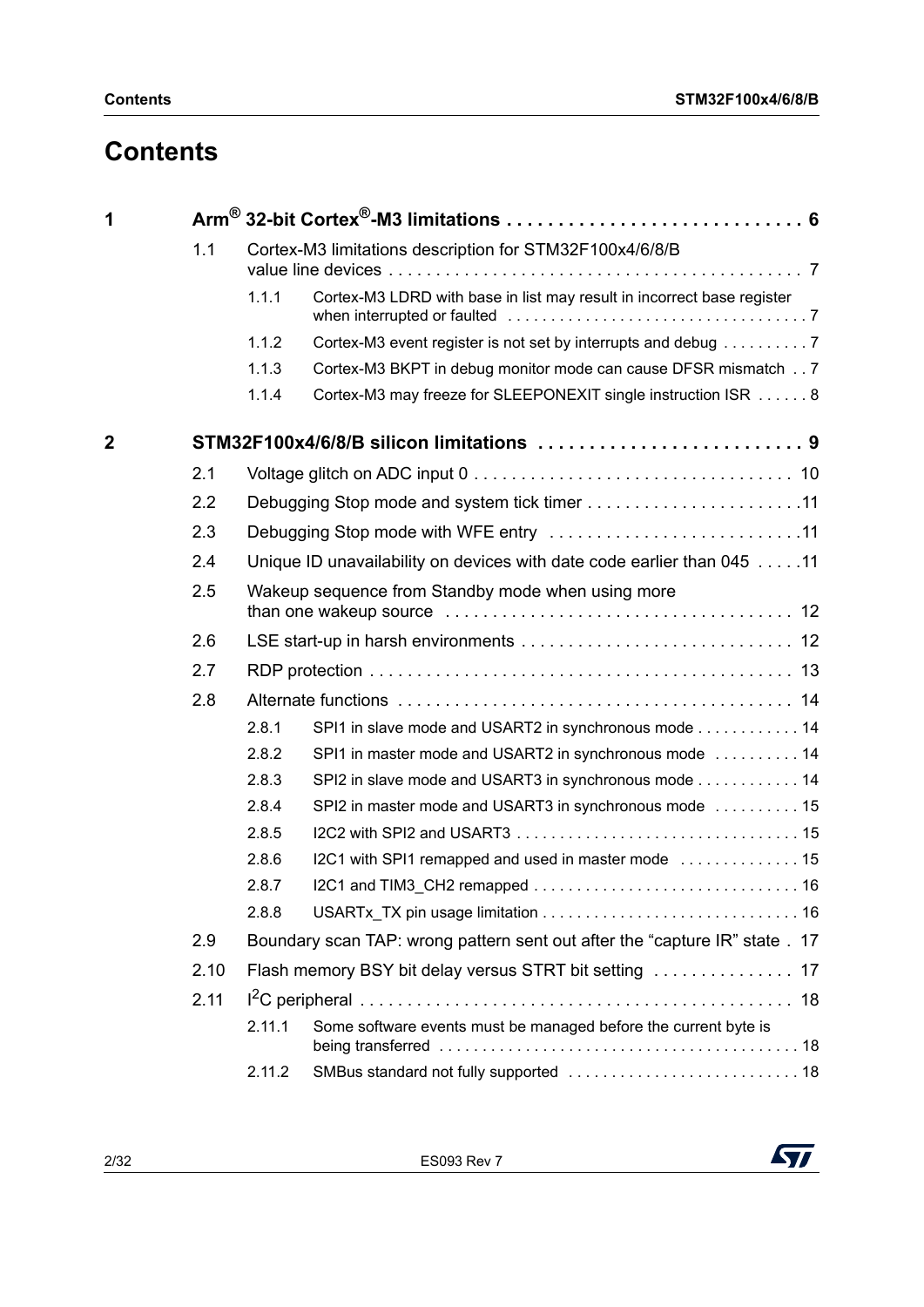# Contents

1 Arm® 32-bit Cortex®-M3 limitations . . . . . . . . . . . . . . . . . . . . . . . . . . . . . 6

- 1.1 Cortex-M3 limitations description for STM32F100x4/6/8/B value line devices . . . . . . . . . . . . . . . . . . . . . . . . . . . . . . . . . . . . . . . . . . . . 7
  - 1.1.1 Cortex-M3 LDRD with base in list may result in incorrect base register when interrupted or faulted . . . . . . . . . . . . . . . . . . . . . . . . . . . . . . . . . . 7
  - 1.1.2 Cortex-M3 event register is not set by interrupts and debug . . . . . . . . . . 7
  - 1.1.3 Cortex-M3 BKPT in debug monitor mode can cause DFSR mismatch . . 7
  - 1.1.4 Cortex-M3 may freeze for SLEEPONEXIT single instruction ISR . . . . . . 8

2 STM32F100x4/6/8/B silicon limitations . . . . . . . . . . . . . . . . . . . . . . . . . . 9

- 2.1 Voltage glitch on ADC input 0 . . . . . . . . . . . . . . . . . . . . . . . . . . . . . . . . . 10
- 2.2 Debugging Stop mode and system tick timer . . . . . . . . . . . . . . . . . . . . . . . 11
- 2.3 Debugging Stop mode with WFE entry . . . . . . . . . . . . . . . . . . . . . . . . . . . 11
- 2.4 Unique ID unavailability on devices with date code earlier than 045 . . . . . 11
- 2.5 Wakeup sequence from Standby mode when using more than one wakeup source . . . . . . . . . . . . . . . . . . . . . . . . . . . . . . . . . . . . 12
- 2.6 LSE start-up in harsh environments . . . . . . . . . . . . . . . . . . . . . . . . . . . . . 12
- 2.7 RDP protection . . . . . . . . . . . . . . . . . . . . . . . . . . . . . . . . . . . . . . . . . . . . 13
- 2.8 Alternate functions . . . . . . . . . . . . . . . . . . . . . . . . . . . . . . . . . . . . . . . . . 14
  - 2.8.1 SPI1 in slave mode and USART2 in synchronous mode . . . . . . . . . . . . 14
  - 2.8.2 SPI1 in master mode and USART2 in synchronous mode . . . . . . . . . . 14
  - 2.8.3 SPI2 in slave mode and USART3 in synchronous mode . . . . . . . . . . . . 14
  - 2.8.4 SPI2 in master mode and USART3 in synchronous mode . . . . . . . . . . 15
  - 2.8.5 I2C2 with SPI2 and USART3 . . . . . . . . . . . . . . . . . . . . . . . . . . . . . . . . 15
  - 2.8.6 I2C1 with SPI1 remapped and used in master mode . . . . . . . . . . . . . . 15
  - 2.8.7 I2C1 and TIM3_CH2 remapped . . . . . . . . . . . . . . . . . . . . . . . . . . . . . . 16
  - 2.8.8 USARTx_TX pin usage limitation . . . . . . . . . . . . . . . . . . . . . . . . . . . . . 16
- 2.9 Boundary scan TAP: wrong pattern sent out after the “capture IR” state . 17
- 2.10 Flash memory BSY bit delay versus STRT bit setting . . . . . . . . . . . . . . . 17
- 2.11 I²C peripheral . . . . . . . . . . . . . . . . . . . . . . . . . . . . . . . . . . . . . . . . . . . . . 18
  - 2.11.1 Some software events must be managed before the current byte is being transferred . . . . . . . . . . . . . . . . . . . . . . . . . . . . . . . . . . . . . . . . . 18
  - 2.11.2 SMBus standard not fully supported . . . . . . . . . . . . . . . . . . . . . . . . . . 18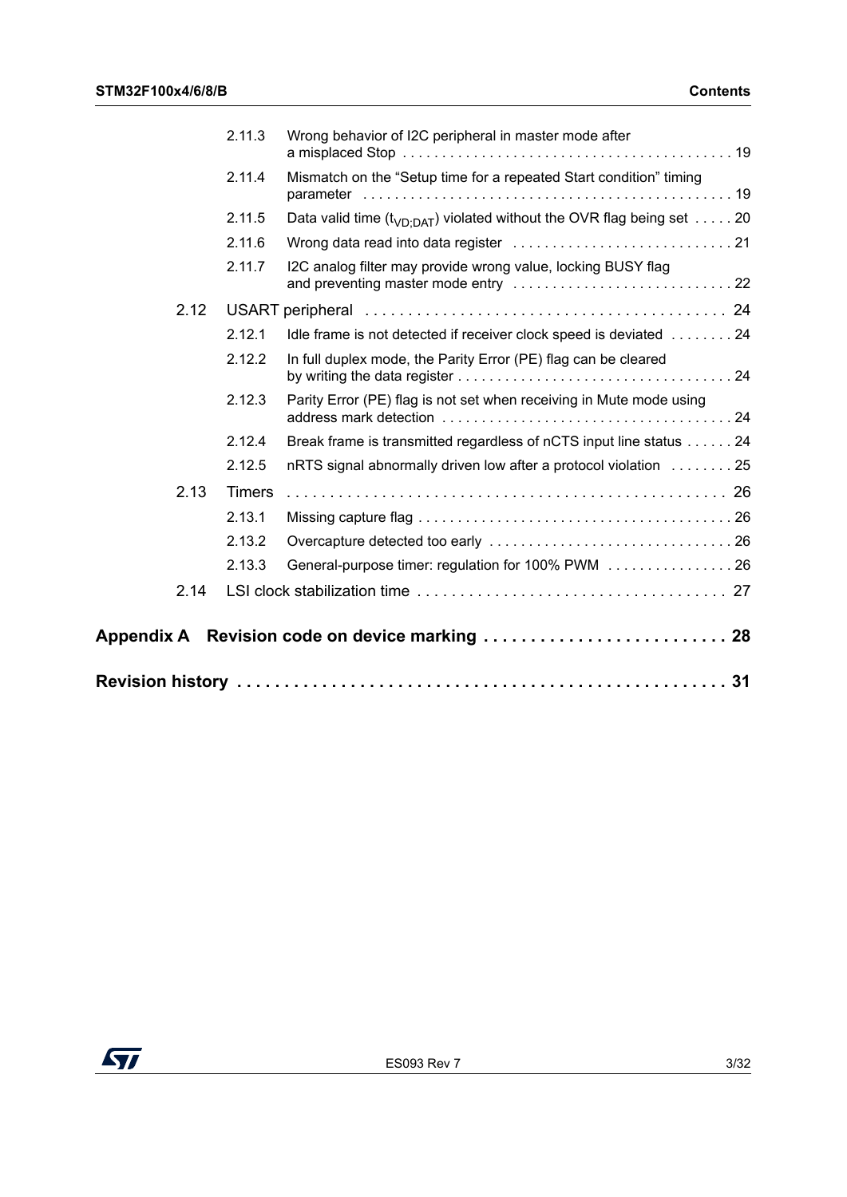2.11.3 Wrong behavior of I2C peripheral in master mode after a misplaced Stop . . . . . . . . . . 19

2.11.4 Mismatch on the "Setup time for a repeated Start condition" timing parameter . . . . . . . . . . 19

2.11.5 Data valid time ($t_{VD;DAT}$) violated without the OVR flag being set . . . . . 20

2.11.6 Wrong data read into data register . . . . . . . . . . 21

2.11.7 I2C analog filter may provide wrong value, locking BUSY flag and preventing master mode entry . . . . . . . . . . 22

2.12 USART peripheral . . . . . . . . . . 24

2.12.1 Idle frame is not detected if receiver clock speed is deviated . . . . . . . . 24

2.12.2 In full duplex mode, the Parity Error (PE) flag can be cleared by writing the data register . . . . . . . . . . 24

2.12.3 Parity Error (PE) flag is not set when receiving in Mute mode using address mark detection . . . . . . . . . . 24

2.12.4 Break frame is transmitted regardless of nCTS input line status . . . . . . 24

2.12.5 nRTS signal abnormally driven low after a protocol violation . . . . . . . . 25

2.13 Timers . . . . . . . . . . 26

2.13.1 Missing capture flag . . . . . . . . . . 26

2.13.2 Overcapture detected too early . . . . . . . . . . 26

2.13.3 General-purpose timer: regulation for 100% PWM . . . . . . . . . . 26

2.14 LSI clock stabilization time . . . . . . . . . . 27

**Appendix A Revision code on device marking . . . . . . . . . . 28**

**Revision history . . . . . . . . . . 31**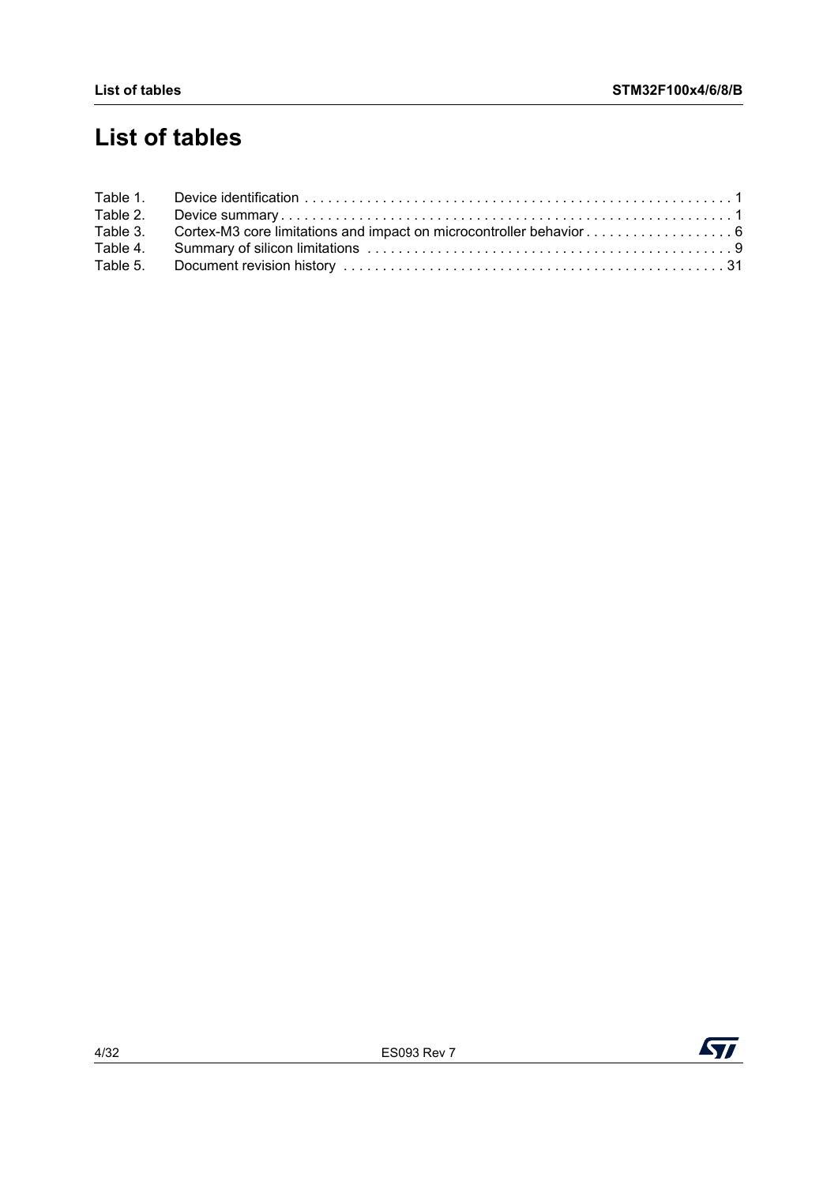# List of tables

Table 1. Device identification . . . . . . . . . . . . . . . . . . . . . . . . . . . . . . . . . . . . . . . . . . . . . . . . . . . . . . 1
Table 2. Device summary . . . . . . . . . . . . . . . . . . . . . . . . . . . . . . . . . . . . . . . . . . . . . . . . . . . . . . . . . . 1
Table 3. Cortex-M3 core limitations and impact on microcontroller behavior . . . . . . . . . . . . . . . . . . 6
Table 4. Summary of silicon limitations . . . . . . . . . . . . . . . . . . . . . . . . . . . . . . . . . . . . . . . . . . . . . . 9
Table 5. Document revision history . . . . . . . . . . . . . . . . . . . . . . . . . . . . . . . . . . . . . . . . . . . . . . . . 31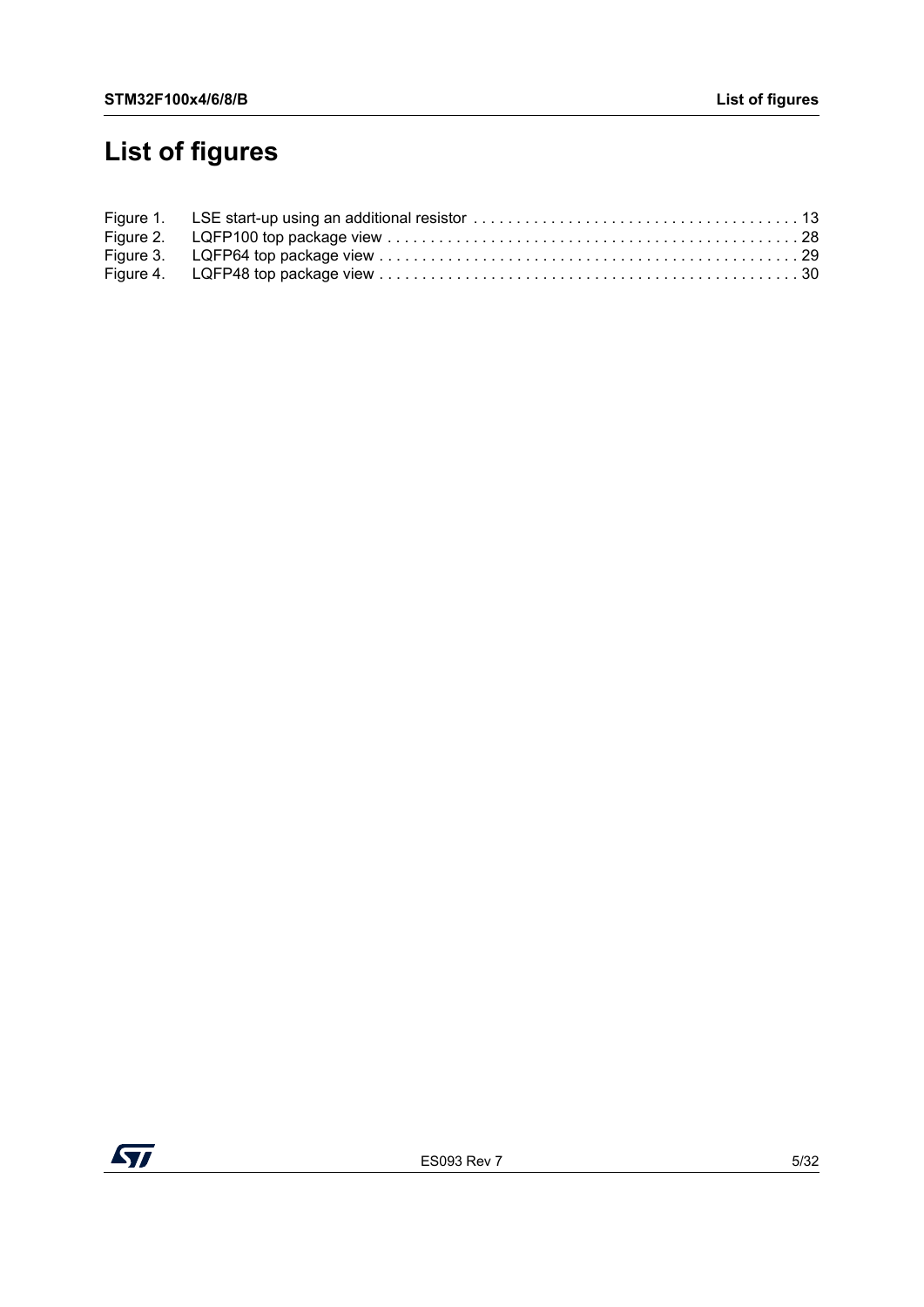# List of figures

Figure 1. LSE start-up using an additional resistor . . . . . . . . . . . . . . . . . . . . . . . . . . . . . . . . . . . . . . 13
Figure 2. LQFP100 top package view . . . . . . . . . . . . . . . . . . . . . . . . . . . . . . . . . . . . . . . . . . . . . . . . 28
Figure 3. LQFP64 top package view . . . . . . . . . . . . . . . . . . . . . . . . . . . . . . . . . . . . . . . . . . . . . . . . . 29
Figure 4. LQFP48 top package view . . . . . . . . . . . . . . . . . . . . . . . . . . . . . . . . . . . . . . . . . . . . . . . . . 30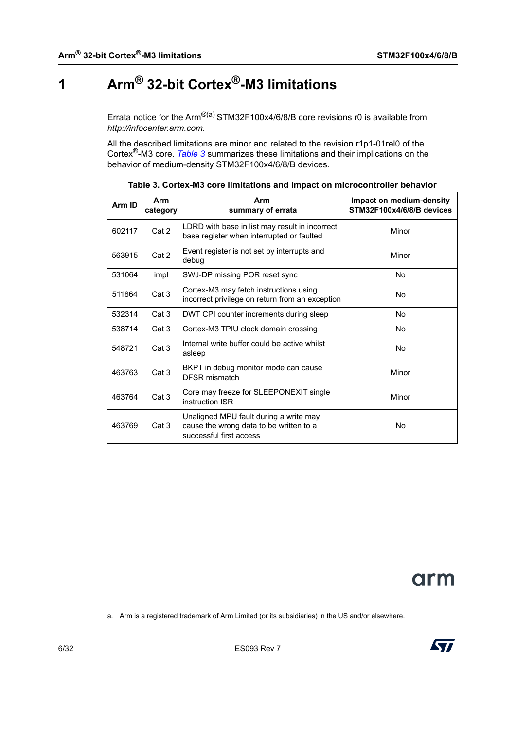# 1 Arm® 32-bit Cortex®-M3 limitations

Errata notice for the Arm®[a] STM32F100x4/6/8/B core revisions r0 is available from *http://infocenter.arm.com.*

All the described limitations are minor and related to the revision r1p1-01rel0 of the Cortex®-M3 core. *Table 3* summarizes these limitations and their implications on the behavior of medium-density STM32F100x4/6/8/B devices.

**Table 3. Cortex-M3 core limitations and impact on microcontroller behavior**

| Arm ID | Arm category | Arm summary of errata | Impact on medium-density STM32F100x4/6/8/B devices |
|---|---|---|---|
| 602117 | Cat 2 | LDRD with base in list may result in incorrect base register when interrupted or faulted | Minor |
| 563915 | Cat 2 | Event register is not set by interrupts and debug | Minor |
| 531064 | impl | SWJ-DP missing POR reset sync | No |
| 511864 | Cat 3 | Cortex-M3 may fetch instructions using incorrect privilege on return from an exception | No |
| 532314 | Cat 3 | DWT CPI counter increments during sleep | No |
| 538714 | Cat 3 | Cortex-M3 TPIU clock domain crossing | No |
| 548721 | Cat 3 | Internal write buffer could be active whilst asleep | No |
| 463763 | Cat 3 | BKPT in debug monitor mode can cause DFSR mismatch | Minor |
| 463764 | Cat 3 | Core may freeze for SLEEPONEXIT single instruction ISR | Minor |
| 463769 | Cat 3 | Unaligned MPU fault during a write may cause the wrong data to be written to a successful first access | No |

a. Arm is a registered trademark of Arm Limited (or its subsidiaries) in the US and/or elsewhere.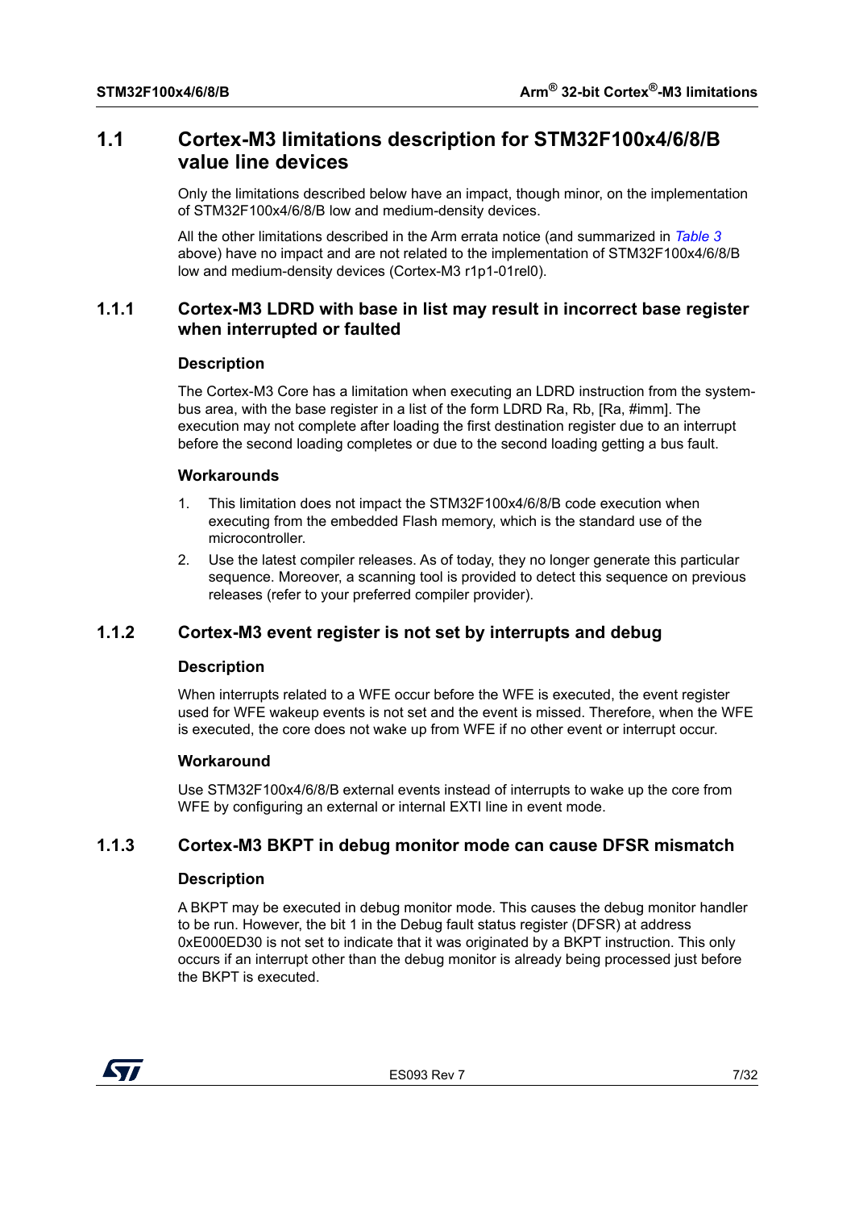## 1.1 Cortex-M3 limitations description for STM32F100x4/6/8/B value line devices

Only the limitations described below have an impact, though minor, on the implementation of STM32F100x4/6/8/B low and medium-density devices.

All the other limitations described in the Arm errata notice (and summarized in *Table 3* above) have no impact and are not related to the implementation of STM32F100x4/6/8/B low and medium-density devices (Cortex-M3 r1p1-01rel0).

### 1.1.1 Cortex-M3 LDRD with base in list may result in incorrect base register when interrupted or faulted

#### Description

The Cortex-M3 Core has a limitation when executing an LDRD instruction from the system-bus area, with the base register in a list of the form LDRD Ra, Rb, [Ra, #imm]. The execution may not complete after loading the first destination register due to an interrupt before the second loading completes or due to the second loading getting a bus fault.

#### Workarounds

1. This limitation does not impact the STM32F100x4/6/8/B code execution when executing from the embedded Flash memory, which is the standard use of the microcontroller.
2. Use the latest compiler releases. As of today, they no longer generate this particular sequence. Moreover, a scanning tool is provided to detect this sequence on previous releases (refer to your preferred compiler provider).

### 1.1.2 Cortex-M3 event register is not set by interrupts and debug

#### Description

When interrupts related to a WFE occur before the WFE is executed, the event register used for WFE wakeup events is not set and the event is missed. Therefore, when the WFE is executed, the core does not wake up from WFE if no other event or interrupt occur.

#### Workaround

Use STM32F100x4/6/8/B external events instead of interrupts to wake up the core from WFE by configuring an external or internal EXTI line in event mode.

### 1.1.3 Cortex-M3 BKPT in debug monitor mode can cause DFSR mismatch

#### Description

A BKPT may be executed in debug monitor mode. This causes the debug monitor handler to be run. However, the bit 1 in the Debug fault status register (DFSR) at address 0xE000ED30 is not set to indicate that it was originated by a BKPT instruction. This only occurs if an interrupt other than the debug monitor is already being processed just before the BKPT is executed.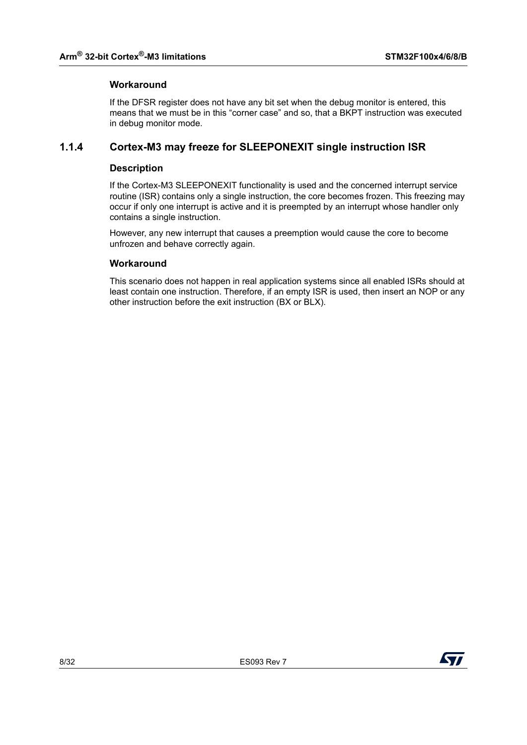#### Workaround

If the DFSR register does not have any bit set when the debug monitor is entered, this means that we must be in this "corner case" and so, that a BKPT instruction was executed in debug monitor mode.

### 1.1.4 Cortex-M3 may freeze for SLEEPONEXIT single instruction ISR

#### Description

If the Cortex-M3 SLEEPONEXIT functionality is used and the concerned interrupt service routine (ISR) contains only a single instruction, the core becomes frozen. This freezing may occur if only one interrupt is active and it is preempted by an interrupt whose handler only contains a single instruction.

However, any new interrupt that causes a preemption would cause the core to become unfrozen and behave correctly again.

#### Workaround

This scenario does not happen in real application systems since all enabled ISRs should at least contain one instruction. Therefore, if an empty ISR is used, then insert an NOP or any other instruction before the exit instruction (BX or BLX).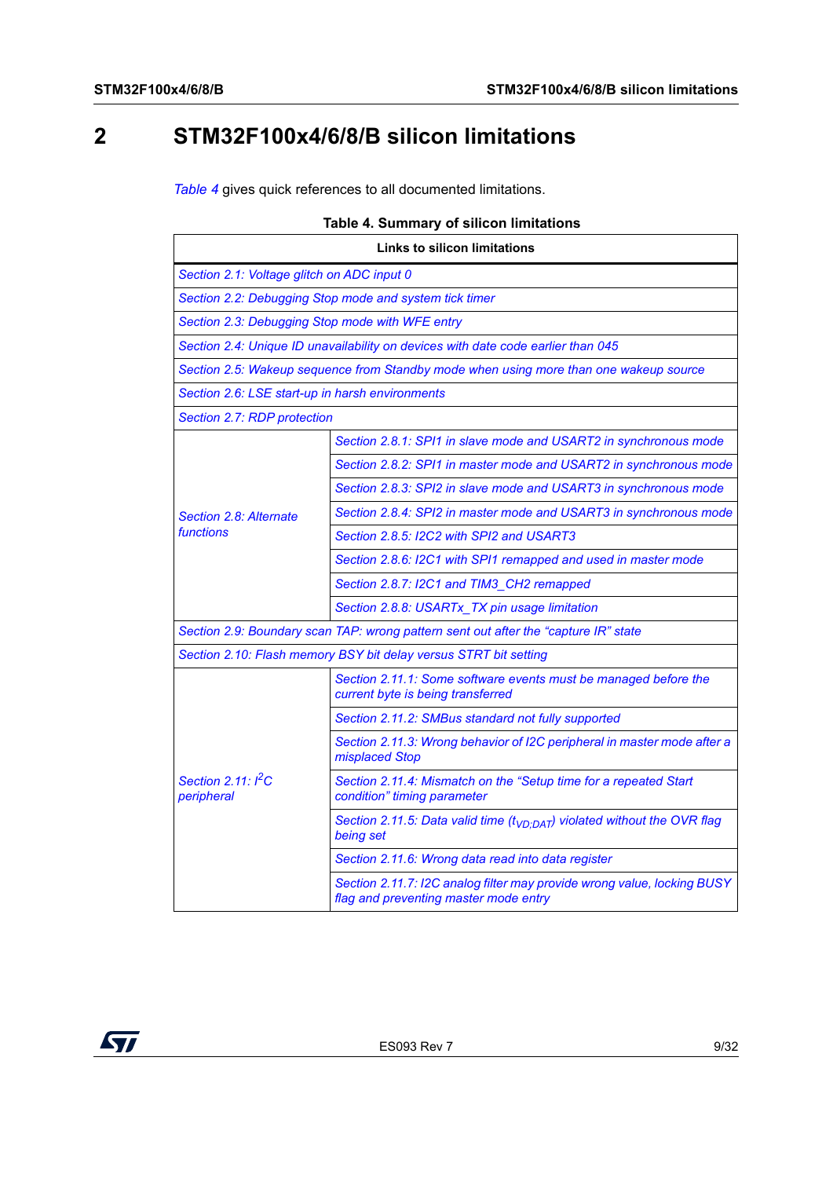# 2 STM32F100x4/6/8/B silicon limitations

*Table 4* gives quick references to all documented limitations.

**Table 4. Summary of silicon limitations**

| Links to silicon limitations | |
|---|---|
| *Section 2.1: Voltage glitch on ADC input 0* | |
| *Section 2.2: Debugging Stop mode and system tick timer* | |
| *Section 2.3: Debugging Stop mode with WFE entry* | |
| *Section 2.4: Unique ID unavailability on devices with date code earlier than 045* | |
| *Section 2.5: Wakeup sequence from Standby mode when using more than one wakeup source* | |
| *Section 2.6: LSE start-up in harsh environments* | |
| *Section 2.7: RDP protection* | |
| *Section 2.8: Alternate functions* | *Section 2.8.1: SPI1 in slave mode and USART2 in synchronous mode* |
| | *Section 2.8.2: SPI1 in master mode and USART2 in synchronous mode* |
| | *Section 2.8.3: SPI2 in slave mode and USART3 in synchronous mode* |
| | *Section 2.8.4: SPI2 in master mode and USART3 in synchronous mode* |
| | *Section 2.8.5: I2C2 with SPI2 and USART3* |
| | *Section 2.8.6: I2C1 with SPI1 remapped and used in master mode* |
| | *Section 2.8.7: I2C1 and TIM3_CH2 remapped* |
| | *Section 2.8.8: USARTx_TX pin usage limitation* |
| *Section 2.9: Boundary scan TAP: wrong pattern sent out after the "capture IR" state* | |
| *Section 2.10: Flash memory BSY bit delay versus STRT bit setting* | |
| *Section 2.11: I²C peripheral* | *Section 2.11.1: Some software events must be managed before the current byte is being transferred* |
| | *Section 2.11.2: SMBus standard not fully supported* |
| | *Section 2.11.3: Wrong behavior of I2C peripheral in master mode after a misplaced Stop* |
| | *Section 2.11.4: Mismatch on the "Setup time for a repeated Start condition" timing parameter* |
| | *Section 2.11.5: Data valid time ($t_{VD;DAT}$) violated without the OVR flag being set* |
| | *Section 2.11.6: Wrong data read into data register* |
| | *Section 2.11.7: I2C analog filter may provide wrong value, locking BUSY flag and preventing master mode entry* |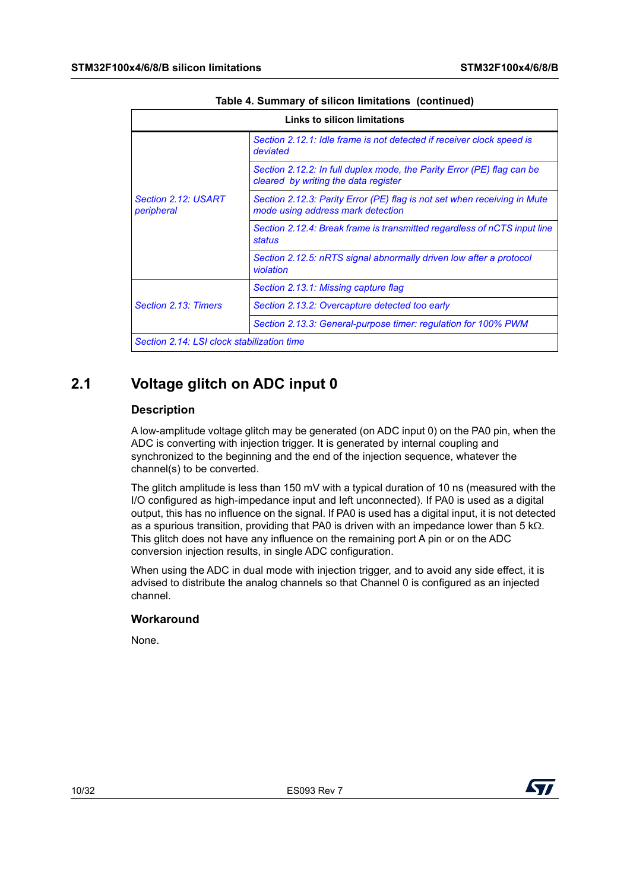**Table 4. Summary of silicon limitations (continued)**

| Links to silicon limitations | |
|---|---|
| *Section 2.12: USART peripheral* | *Section 2.12.1: Idle frame is not detected if receiver clock speed is deviated* |
| | *Section 2.12.2: In full duplex mode, the Parity Error (PE) flag can be cleared by writing the data register* |
| | *Section 2.12.3: Parity Error (PE) flag is not set when receiving in Mute mode using address mark detection* |
| | *Section 2.12.4: Break frame is transmitted regardless of nCTS input line status* |
| | *Section 2.12.5: nRTS signal abnormally driven low after a protocol violation* |
| *Section 2.13: Timers* | *Section 2.13.1: Missing capture flag* |
| | *Section 2.13.2: Overcapture detected too early* |
| | *Section 2.13.3: General-purpose timer: regulation for 100% PWM* |
| *Section 2.14: LSI clock stabilization time* | |

## 2.1 Voltage glitch on ADC input 0

### Description

A low-amplitude voltage glitch may be generated (on ADC input 0) on the PA0 pin, when the ADC is converting with injection trigger. It is generated by internal coupling and synchronized to the beginning and the end of the injection sequence, whatever the channel(s) to be converted.

The glitch amplitude is less than 150 mV with a typical duration of 10 ns (measured with the I/O configured as high-impedance input and left unconnected). If PA0 is used as a digital output, this has no influence on the signal. If PA0 is used has a digital input, it is not detected as a spurious transition, providing that PA0 is driven with an impedance lower than 5 kΩ. This glitch does not have any influence on the remaining port A pin or on the ADC conversion injection results, in single ADC configuration.

When using the ADC in dual mode with injection trigger, and to avoid any side effect, it is advised to distribute the analog channels so that Channel 0 is configured as an injected channel.

### Workaround

None.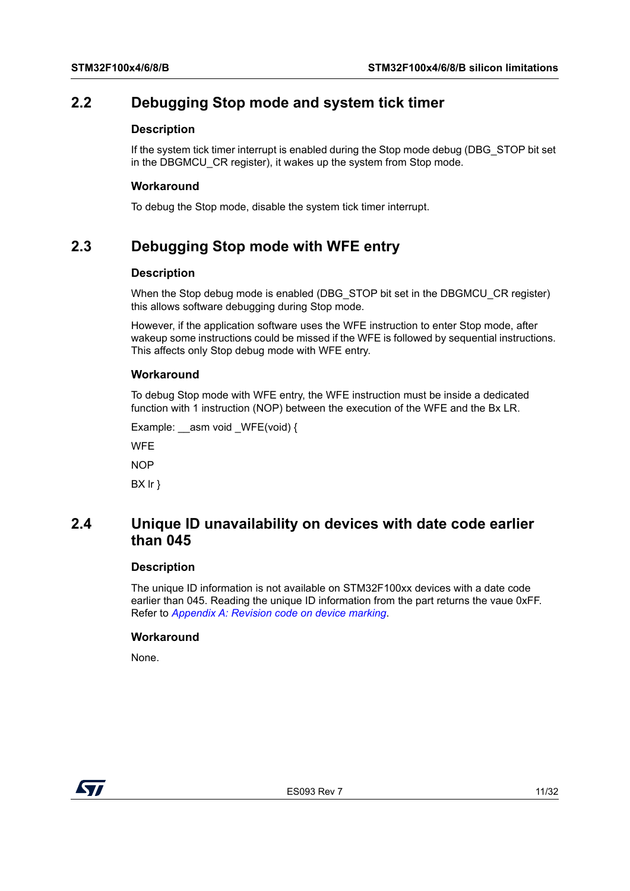## 2.2 Debugging Stop mode and system tick timer

### Description

If the system tick timer interrupt is enabled during the Stop mode debug (DBG_STOP bit set in the DBGMCU_CR register), it wakes up the system from Stop mode.

### Workaround

To debug the Stop mode, disable the system tick timer interrupt.

## 2.3 Debugging Stop mode with WFE entry

### Description

When the Stop debug mode is enabled (DBG_STOP bit set in the DBGMCU_CR register) this allows software debugging during Stop mode.

However, if the application software uses the WFE instruction to enter Stop mode, after wakeup some instructions could be missed if the WFE is followed by sequential instructions. This affects only Stop debug mode with WFE entry.

### Workaround

To debug Stop mode with WFE entry, the WFE instruction must be inside a dedicated function with 1 instruction (NOP) between the execution of the WFE and the Bx LR.

Example: __asm void _WFE(void) {

WFE

NOP

BX lr }

## 2.4 Unique ID unavailability on devices with date code earlier than 045

### Description

The unique ID information is not available on STM32F100xx devices with a date code earlier than 045. Reading the unique ID information from the part returns the vaue 0xFF. Refer to *Appendix A: Revision code on device marking*.

### Workaround

None.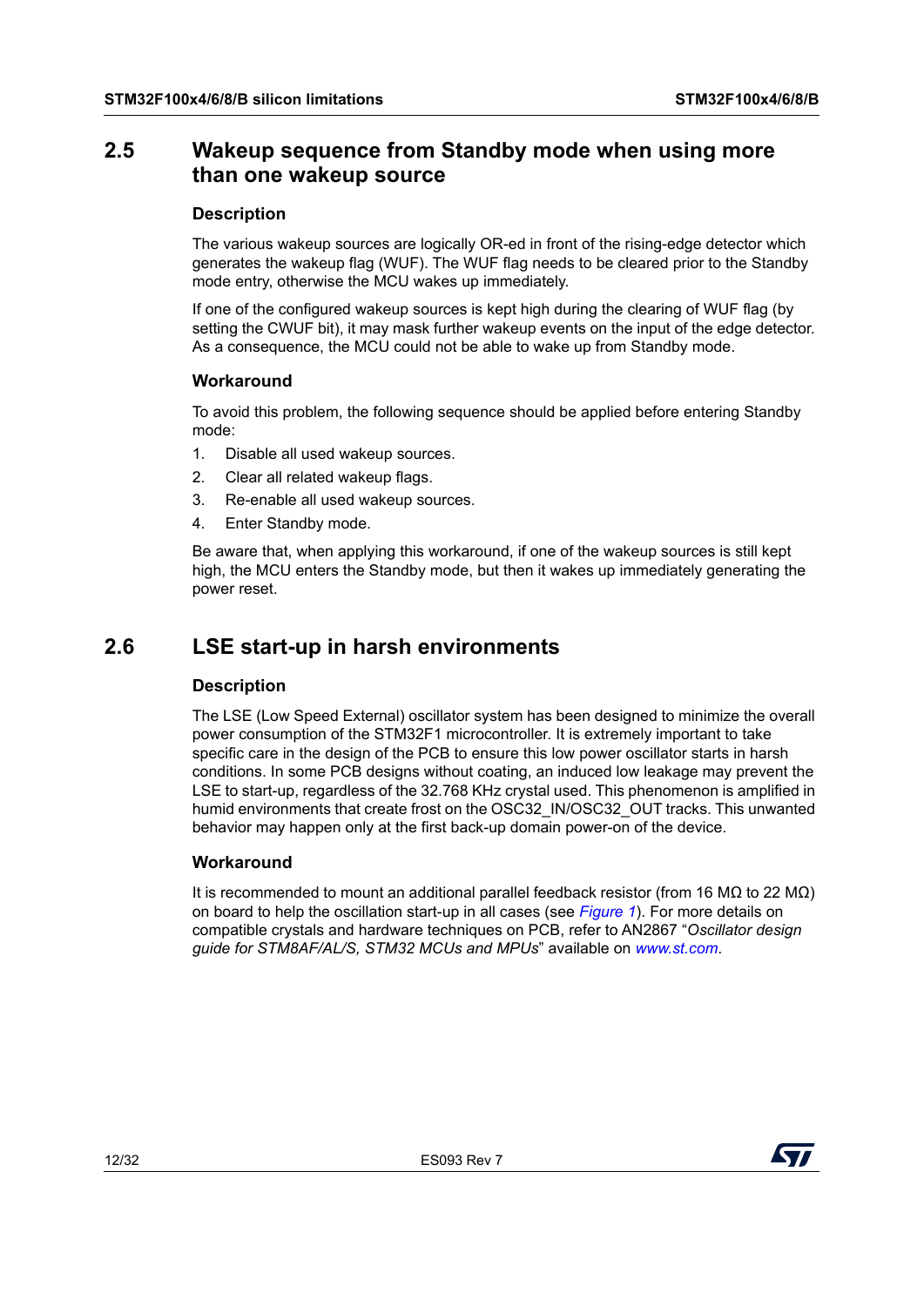## 2.5 Wakeup sequence from Standby mode when using more than one wakeup source

### Description

The various wakeup sources are logically OR-ed in front of the rising-edge detector which generates the wakeup flag (WUF). The WUF flag needs to be cleared prior to the Standby mode entry, otherwise the MCU wakes up immediately.

If one of the configured wakeup sources is kept high during the clearing of WUF flag (by setting the CWUF bit), it may mask further wakeup events on the input of the edge detector. As a consequence, the MCU could not be able to wake up from Standby mode.

### Workaround

To avoid this problem, the following sequence should be applied before entering Standby mode:

1. Disable all used wakeup sources.
2. Clear all related wakeup flags.
3. Re-enable all used wakeup sources.
4. Enter Standby mode.

Be aware that, when applying this workaround, if one of the wakeup sources is still kept high, the MCU enters the Standby mode, but then it wakes up immediately generating the power reset.

## 2.6 LSE start-up in harsh environments

### Description

The LSE (Low Speed External) oscillator system has been designed to minimize the overall power consumption of the STM32F1 microcontroller. It is extremely important to take specific care in the design of the PCB to ensure this low power oscillator starts in harsh conditions. In some PCB designs without coating, an induced low leakage may prevent the LSE to start-up, regardless of the 32.768 KHz crystal used. This phenomenon is amplified in humid environments that create frost on the OSC32_IN/OSC32_OUT tracks. This unwanted behavior may happen only at the first back-up domain power-on of the device.

### Workaround

It is recommended to mount an additional parallel feedback resistor (from 16 MΩ to 22 MΩ) on board to help the oscillation start-up in all cases (see *Figure 1*). For more details on compatible crystals and hardware techniques on PCB, refer to AN2867 "*Oscillator design guide for STM8AF/AL/S, STM32 MCUs and MPUs*" available on *www.st.com*.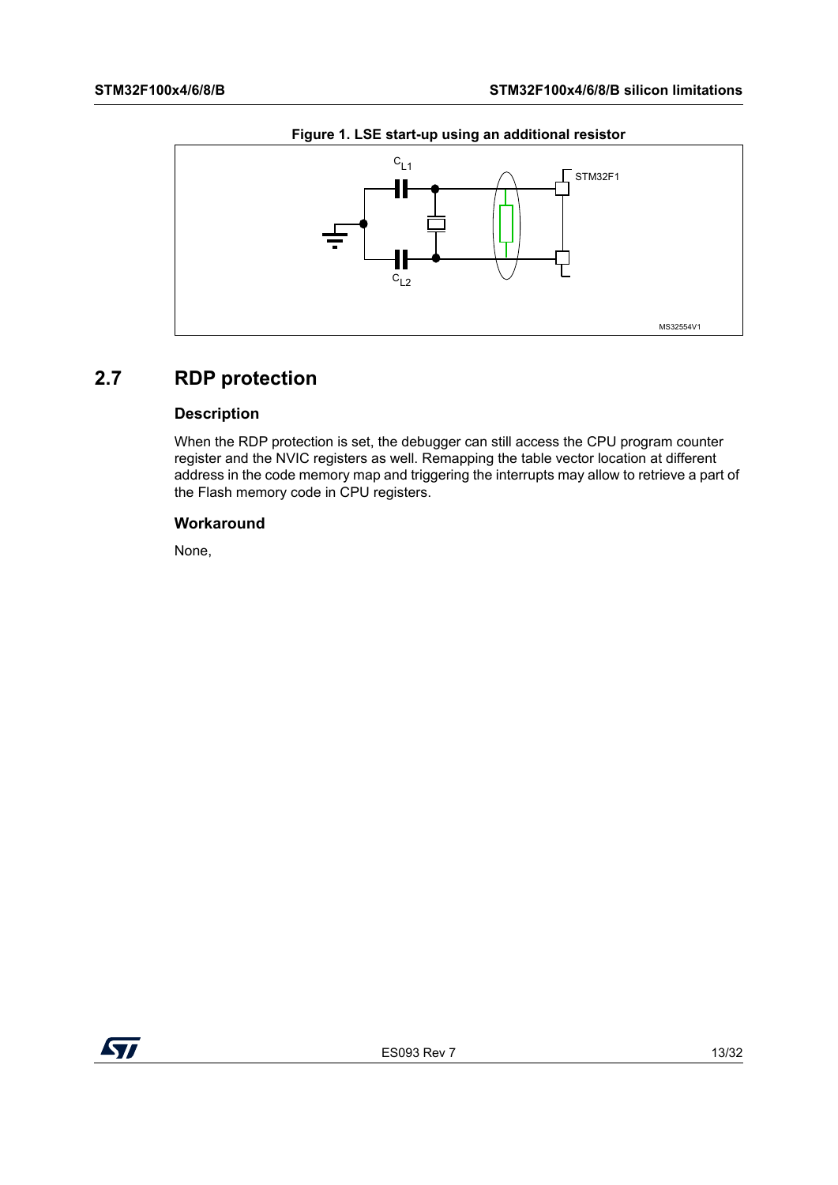**Figure 1. LSE start-up using an additional resistor**

## 2.7 RDP protection

### Description

When the RDP protection is set, the debugger can still access the CPU program counter register and the NVIC registers as well. Remapping the table vector location at different address in the code memory map and triggering the interrupts may allow to retrieve a part of the Flash memory code in CPU registers.

### Workaround

None,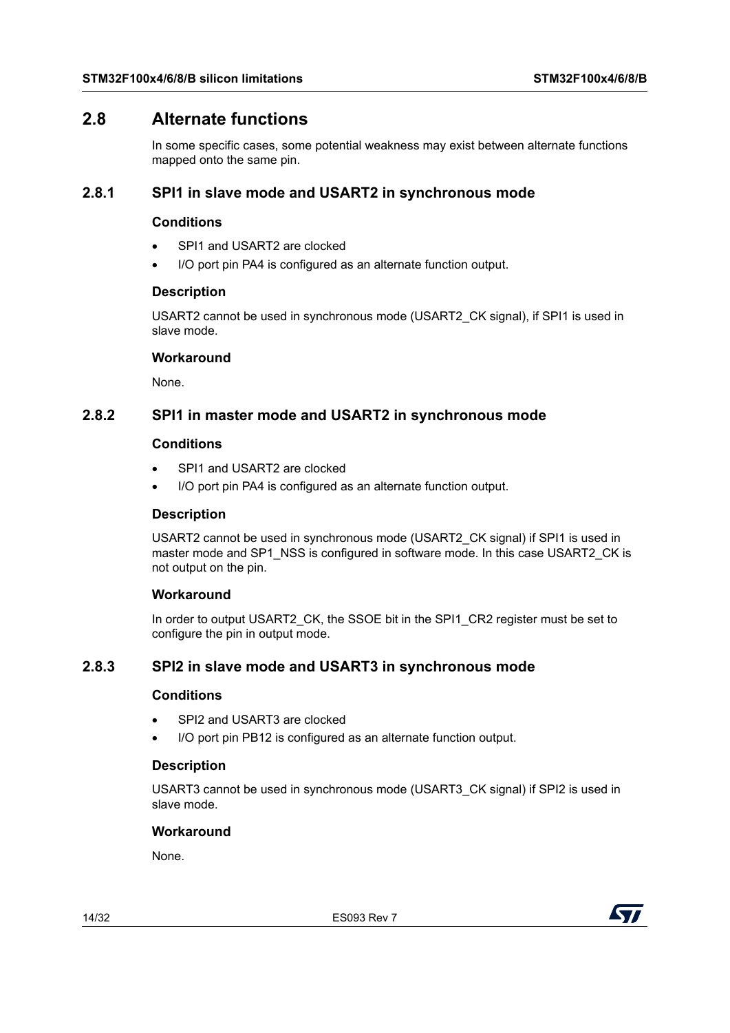## 2.8 Alternate functions

In some specific cases, some potential weakness may exist between alternate functions mapped onto the same pin.

### 2.8.1 SPI1 in slave mode and USART2 in synchronous mode

#### Conditions

- SPI1 and USART2 are clocked
- I/O port pin PA4 is configured as an alternate function output.

#### Description

USART2 cannot be used in synchronous mode (USART2_CK signal), if SPI1 is used in slave mode.

#### Workaround

None.

### 2.8.2 SPI1 in master mode and USART2 in synchronous mode

#### Conditions

- SPI1 and USART2 are clocked
- I/O port pin PA4 is configured as an alternate function output.

#### Description

USART2 cannot be used in synchronous mode (USART2_CK signal) if SPI1 is used in master mode and SP1_NSS is configured in software mode. In this case USART2_CK is not output on the pin.

#### Workaround

In order to output USART2_CK, the SSOE bit in the SPI1_CR2 register must be set to configure the pin in output mode.

### 2.8.3 SPI2 in slave mode and USART3 in synchronous mode

#### Conditions

- SPI2 and USART3 are clocked
- I/O port pin PB12 is configured as an alternate function output.

#### Description

USART3 cannot be used in synchronous mode (USART3_CK signal) if SPI2 is used in slave mode.

#### Workaround

None.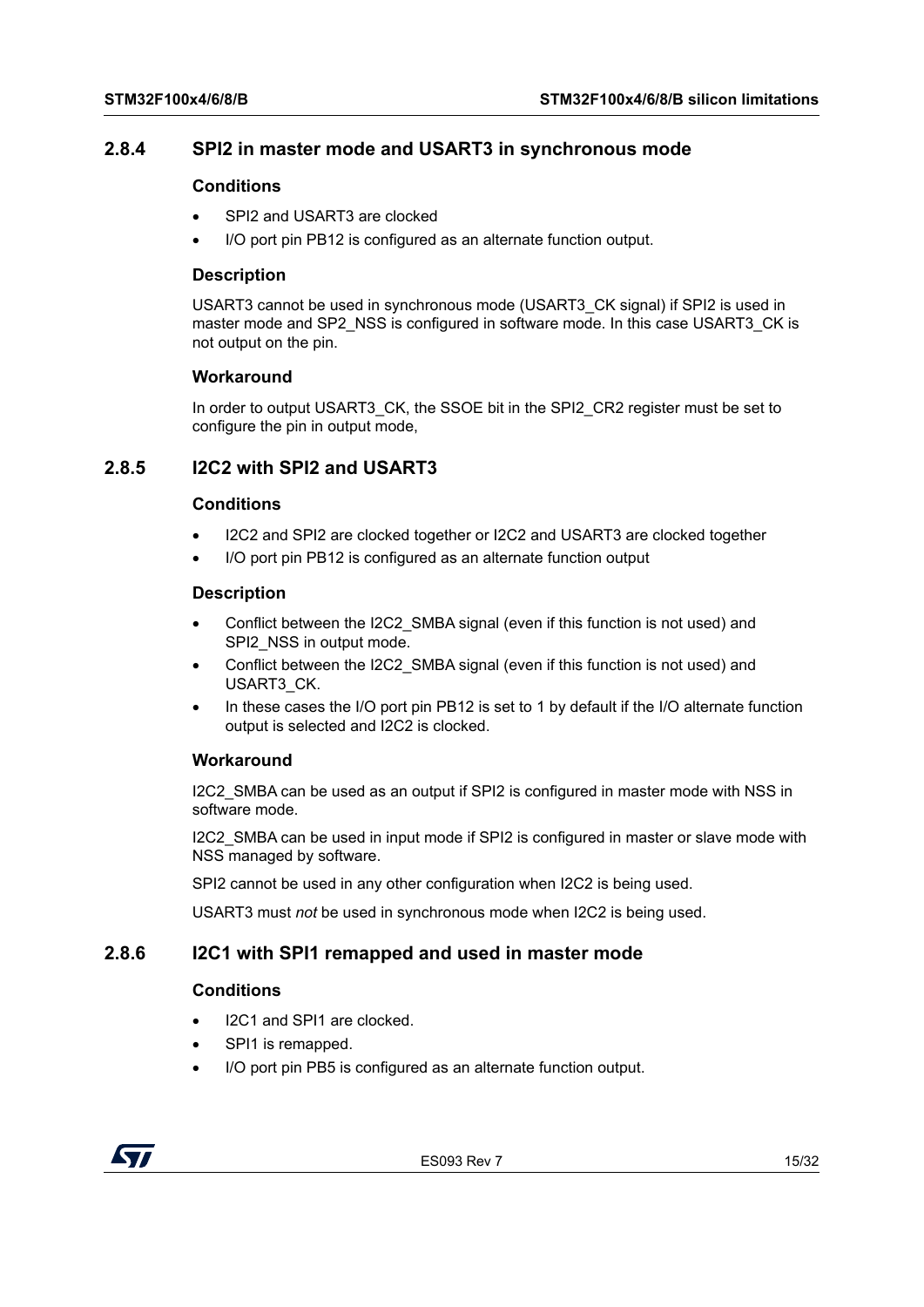### 2.8.4 SPI2 in master mode and USART3 in synchronous mode

#### Conditions

- SPI2 and USART3 are clocked
- I/O port pin PB12 is configured as an alternate function output.

#### Description

USART3 cannot be used in synchronous mode (USART3_CK signal) if SPI2 is used in master mode and SP2_NSS is configured in software mode. In this case USART3_CK is not output on the pin.

#### Workaround

In order to output USART3_CK, the SSOE bit in the SPI2_CR2 register must be set to configure the pin in output mode,

### 2.8.5 I2C2 with SPI2 and USART3

#### Conditions

- I2C2 and SPI2 are clocked together or I2C2 and USART3 are clocked together
- I/O port pin PB12 is configured as an alternate function output

#### Description

- Conflict between the I2C2_SMBA signal (even if this function is not used) and SPI2_NSS in output mode.
- Conflict between the I2C2_SMBA signal (even if this function is not used) and USART3_CK.
- In these cases the I/O port pin PB12 is set to 1 by default if the I/O alternate function output is selected and I2C2 is clocked.

#### Workaround

I2C2_SMBA can be used as an output if SPI2 is configured in master mode with NSS in software mode.

I2C2_SMBA can be used in input mode if SPI2 is configured in master or slave mode with NSS managed by software.

SPI2 cannot be used in any other configuration when I2C2 is being used.

USART3 must *not* be used in synchronous mode when I2C2 is being used.

### 2.8.6 I2C1 with SPI1 remapped and used in master mode

#### Conditions

- I2C1 and SPI1 are clocked.
- SPI1 is remapped.
- I/O port pin PB5 is configured as an alternate function output.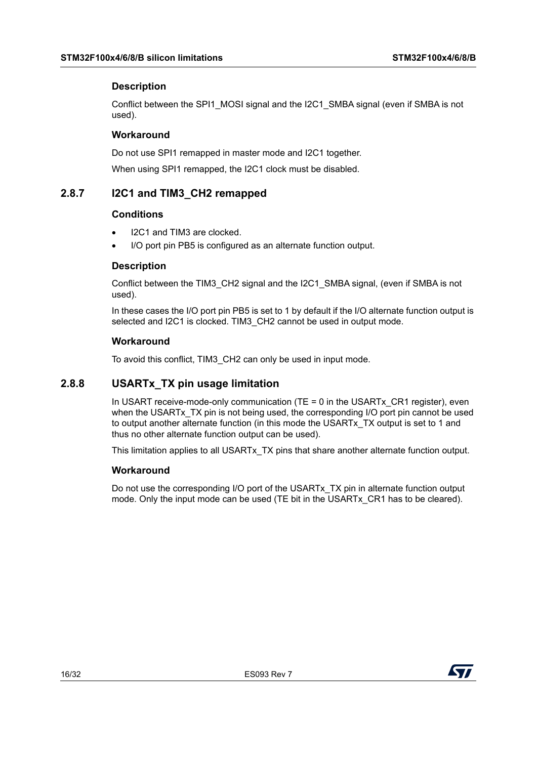#### Description

Conflict between the SPI1_MOSI signal and the I2C1_SMBA signal (even if SMBA is not used).

#### Workaround

Do not use SPI1 remapped in master mode and I2C1 together.

When using SPI1 remapped, the I2C1 clock must be disabled.

### 2.8.7 I2C1 and TIM3_CH2 remapped

#### Conditions

- I2C1 and TIM3 are clocked.
- I/O port pin PB5 is configured as an alternate function output.

#### Description

Conflict between the TIM3_CH2 signal and the I2C1_SMBA signal, (even if SMBA is not used).

In these cases the I/O port pin PB5 is set to 1 by default if the I/O alternate function output is selected and I2C1 is clocked. TIM3_CH2 cannot be used in output mode.

#### Workaround

To avoid this conflict, TIM3_CH2 can only be used in input mode.

### 2.8.8 USARTx_TX pin usage limitation

In USART receive-mode-only communication (TE = 0 in the USARTx_CR1 register), even when the USARTx_TX pin is not being used, the corresponding I/O port pin cannot be used to output another alternate function (in this mode the USARTx_TX output is set to 1 and thus no other alternate function output can be used).

This limitation applies to all USARTx_TX pins that share another alternate function output.

#### Workaround

Do not use the corresponding I/O port of the USARTx_TX pin in alternate function output mode. Only the input mode can be used (TE bit in the USARTx_CR1 has to be cleared).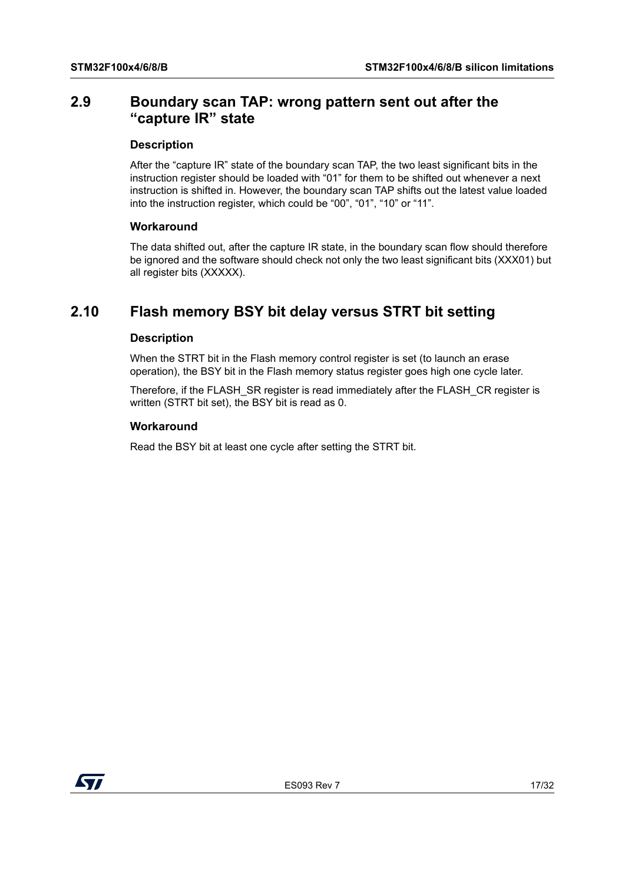## 2.9 Boundary scan TAP: wrong pattern sent out after the "capture IR" state

### Description

After the "capture IR" state of the boundary scan TAP, the two least significant bits in the instruction register should be loaded with "01" for them to be shifted out whenever a next instruction is shifted in. However, the boundary scan TAP shifts out the latest value loaded into the instruction register, which could be "00", "01", "10" or "11".

### Workaround

The data shifted out, after the capture IR state, in the boundary scan flow should therefore be ignored and the software should check not only the two least significant bits (XXX01) but all register bits (XXXXX).

## 2.10 Flash memory BSY bit delay versus STRT bit setting

### Description

When the STRT bit in the Flash memory control register is set (to launch an erase operation), the BSY bit in the Flash memory status register goes high one cycle later.

Therefore, if the FLASH_SR register is read immediately after the FLASH_CR register is written (STRT bit set), the BSY bit is read as 0.

### Workaround

Read the BSY bit at least one cycle after setting the STRT bit.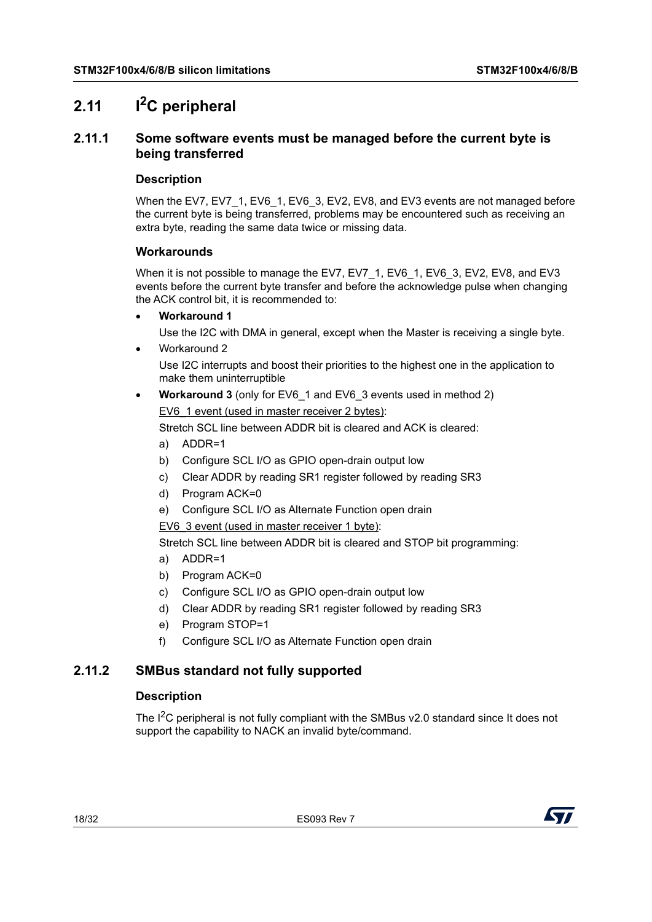## 2.11 I$^2$C peripheral

### 2.11.1 Some software events must be managed before the current byte is being transferred

#### Description

When the EV7, EV7_1, EV6_1, EV6_3, EV2, EV8, and EV3 events are not managed before the current byte is being transferred, problems may be encountered such as receiving an extra byte, reading the same data twice or missing data.

#### Workarounds

When it is not possible to manage the EV7, EV7_1, EV6_1, EV6_3, EV2, EV8, and EV3 events before the current byte transfer and before the acknowledge pulse when changing the ACK control bit, it is recommended to:

- **Workaround 1**

  Use the I2C with DMA in general, except when the Master is receiving a single byte.

- Workaround 2

  Use I2C interrupts and boost their priorities to the highest one in the application to make them uninterruptible

- **Workaround 3** (only for EV6_1 and EV6_3 events used in method 2)

  EV6_1 event (used in master receiver 2 bytes):

  Stretch SCL line between ADDR bit is cleared and ACK is cleared:

  a) ADDR=1
  b) Configure SCL I/O as GPIO open-drain output low
  c) Clear ADDR by reading SR1 register followed by reading SR3
  d) Program ACK=0
  e) Configure SCL I/O as Alternate Function open drain

  EV6_3 event (used in master receiver 1 byte):

  Stretch SCL line between ADDR bit is cleared and STOP bit programming:

  a) ADDR=1
  b) Program ACK=0
  c) Configure SCL I/O as GPIO open-drain output low
  d) Clear ADDR by reading SR1 register followed by reading SR3
  e) Program STOP=1
  f) Configure SCL I/O as Alternate Function open drain

### 2.11.2 SMBus standard not fully supported

#### Description

The I$^2$C peripheral is not fully compliant with the SMBus v2.0 standard since It does not support the capability to NACK an invalid byte/command.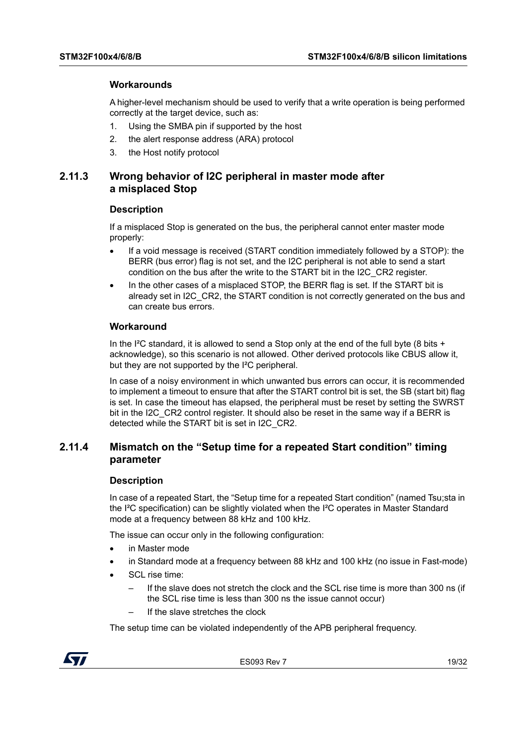#### Workarounds

A higher-level mechanism should be used to verify that a write operation is being performed correctly at the target device, such as:

1. Using the SMBA pin if supported by the host
2. the alert response address (ARA) protocol
3. the Host notify protocol

### 2.11.3 Wrong behavior of I2C peripheral in master mode after a misplaced Stop

#### Description

If a misplaced Stop is generated on the bus, the peripheral cannot enter master mode properly:

- If a void message is received (START condition immediately followed by a STOP): the BERR (bus error) flag is not set, and the I2C peripheral is not able to send a start condition on the bus after the write to the START bit in the I2C_CR2 register.
- In the other cases of a misplaced STOP, the BERR flag is set. If the START bit is already set in I2C_CR2, the START condition is not correctly generated on the bus and can create bus errors.

#### Workaround

In the I²C standard, it is allowed to send a Stop only at the end of the full byte (8 bits + acknowledge), so this scenario is not allowed. Other derived protocols like CBUS allow it, but they are not supported by the I²C peripheral.

In case of a noisy environment in which unwanted bus errors can occur, it is recommended to implement a timeout to ensure that after the START control bit is set, the SB (start bit) flag is set. In case the timeout has elapsed, the peripheral must be reset by setting the SWRST bit in the I2C_CR2 control register. It should also be reset in the same way if a BERR is detected while the START bit is set in I2C_CR2.

### 2.11.4 Mismatch on the “Setup time for a repeated Start condition” timing parameter

#### Description

In case of a repeated Start, the “Setup time for a repeated Start condition” (named Tsu;sta in the I²C specification) can be slightly violated when the I²C operates in Master Standard mode at a frequency between 88 kHz and 100 kHz.

The issue can occur only in the following configuration:

- in Master mode
- in Standard mode at a frequency between 88 kHz and 100 kHz (no issue in Fast-mode)
- SCL rise time:
  - If the slave does not stretch the clock and the SCL rise time is more than 300 ns (if the SCL rise time is less than 300 ns the issue cannot occur)
  - If the slave stretches the clock

The setup time can be violated independently of the APB peripheral frequency.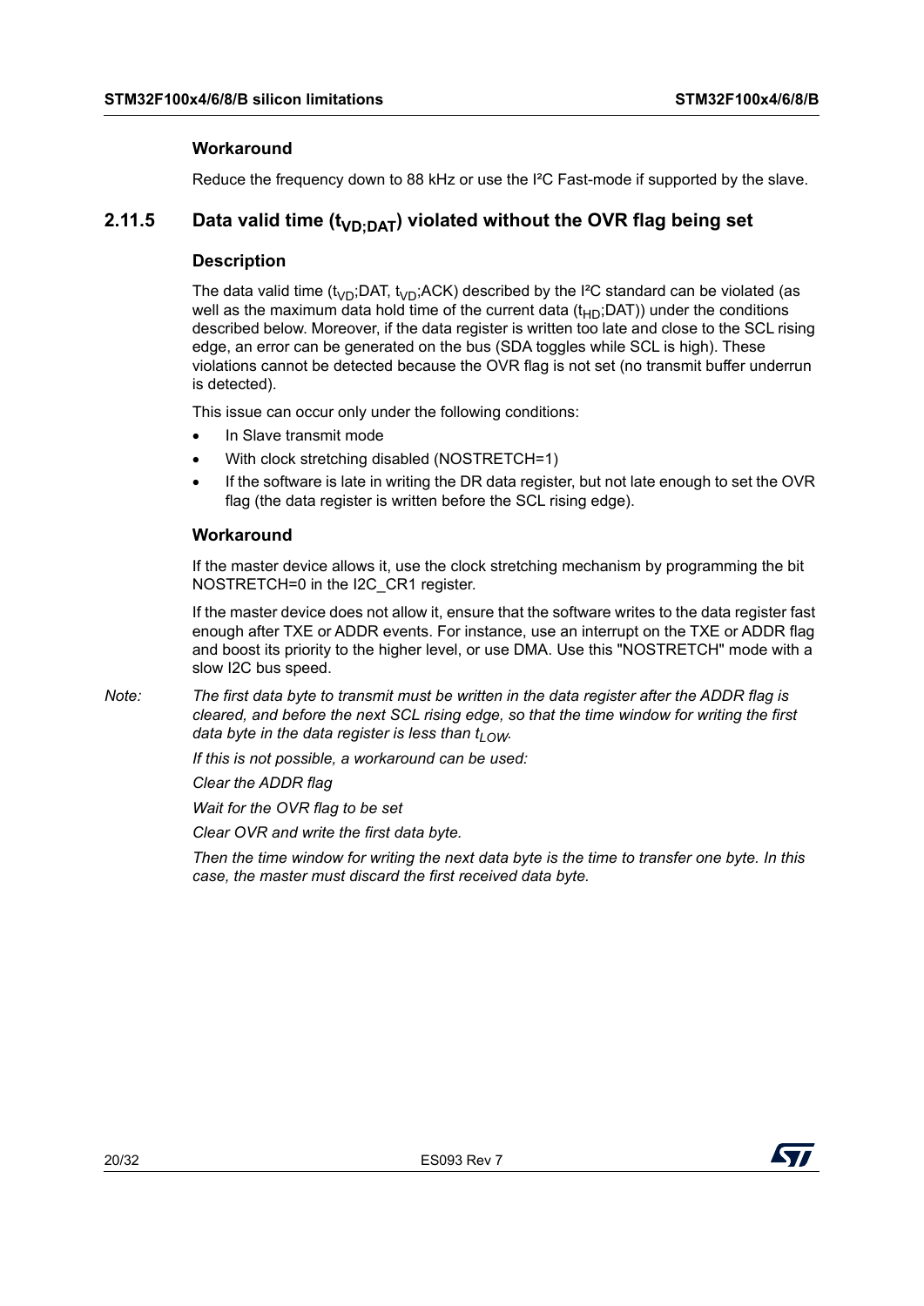#### Workaround

Reduce the frequency down to 88 kHz or use the I²C Fast-mode if supported by the slave.

### 2.11.5 Data valid time ($t_{VD;DAT}$) violated without the OVR flag being set

#### Description

The data valid time ($t_{VD}$;DAT, $t_{VD}$;ACK) described by the I²C standard can be violated (as well as the maximum data hold time of the current data ($t_{HD}$;DAT)) under the conditions described below. Moreover, if the data register is written too late and close to the SCL rising edge, an error can be generated on the bus (SDA toggles while SCL is high). These violations cannot be detected because the OVR flag is not set (no transmit buffer underrun is detected).

This issue can occur only under the following conditions:

- In Slave transmit mode
- With clock stretching disabled (NOSTRETCH=1)
- If the software is late in writing the DR data register, but not late enough to set the OVR flag (the data register is written before the SCL rising edge).

#### Workaround

If the master device allows it, use the clock stretching mechanism by programming the bit NOSTRETCH=0 in the I2C_CR1 register.

If the master device does not allow it, ensure that the software writes to the data register fast enough after TXE or ADDR events. For instance, use an interrupt on the TXE or ADDR flag and boost its priority to the higher level, or use DMA. Use this "NOSTRETCH" mode with a slow I2C bus speed.

*Note: The first data byte to transmit must be written in the data register after the ADDR flag is cleared, and before the next SCL rising edge, so that the time window for writing the first data byte in the data register is less than $t_{LOW}$.*

*If this is not possible, a workaround can be used:*

*Clear the ADDR flag*

*Wait for the OVR flag to be set*

*Clear OVR and write the first data byte.*

*Then the time window for writing the next data byte is the time to transfer one byte. In this case, the master must discard the first received data byte.*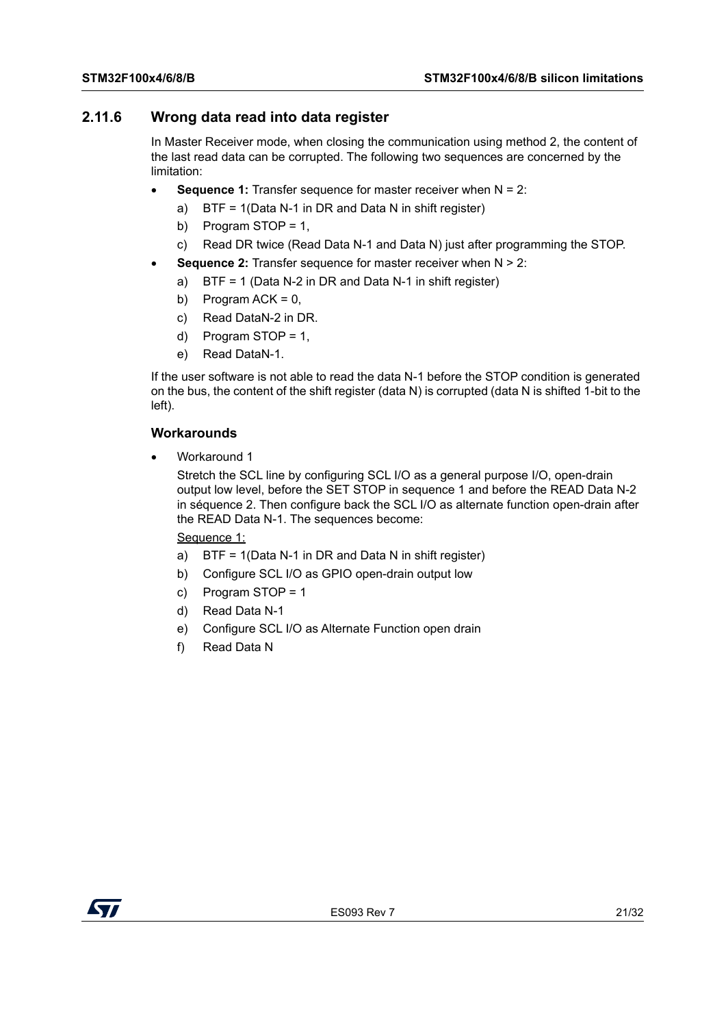### 2.11.6 Wrong data read into data register

In Master Receiver mode, when closing the communication using method 2, the content of the last read data can be corrupted. The following two sequences are concerned by the limitation:

- **Sequence 1:** Transfer sequence for master receiver when N = 2:
  a) BTF = 1(Data N-1 in DR and Data N in shift register)
  b) Program STOP = 1,
  c) Read DR twice (Read Data N-1 and Data N) just after programming the STOP.
- **Sequence 2:** Transfer sequence for master receiver when N > 2:
  a) BTF = 1 (Data N-2 in DR and Data N-1 in shift register)
  b) Program ACK = 0,
  c) Read DataN-2 in DR.
  d) Program STOP = 1,
  e) Read DataN-1.

If the user software is not able to read the data N-1 before the STOP condition is generated on the bus, the content of the shift register (data N) is corrupted (data N is shifted 1-bit to the left).

#### Workarounds

- Workaround 1

  Stretch the SCL line by configuring SCL I/O as a general purpose I/O, open-drain output low level, before the SET STOP in sequence 1 and before the READ Data N-2 in séquence 2. Then configure back the SCL I/O as alternate function open-drain after the READ Data N-1. The sequences become:

  <u>Sequence 1:</u>

  a) BTF = 1(Data N-1 in DR and Data N in shift register)
  b) Configure SCL I/O as GPIO open-drain output low
  c) Program STOP = 1
  d) Read Data N-1
  e) Configure SCL I/O as Alternate Function open drain
  f) Read Data N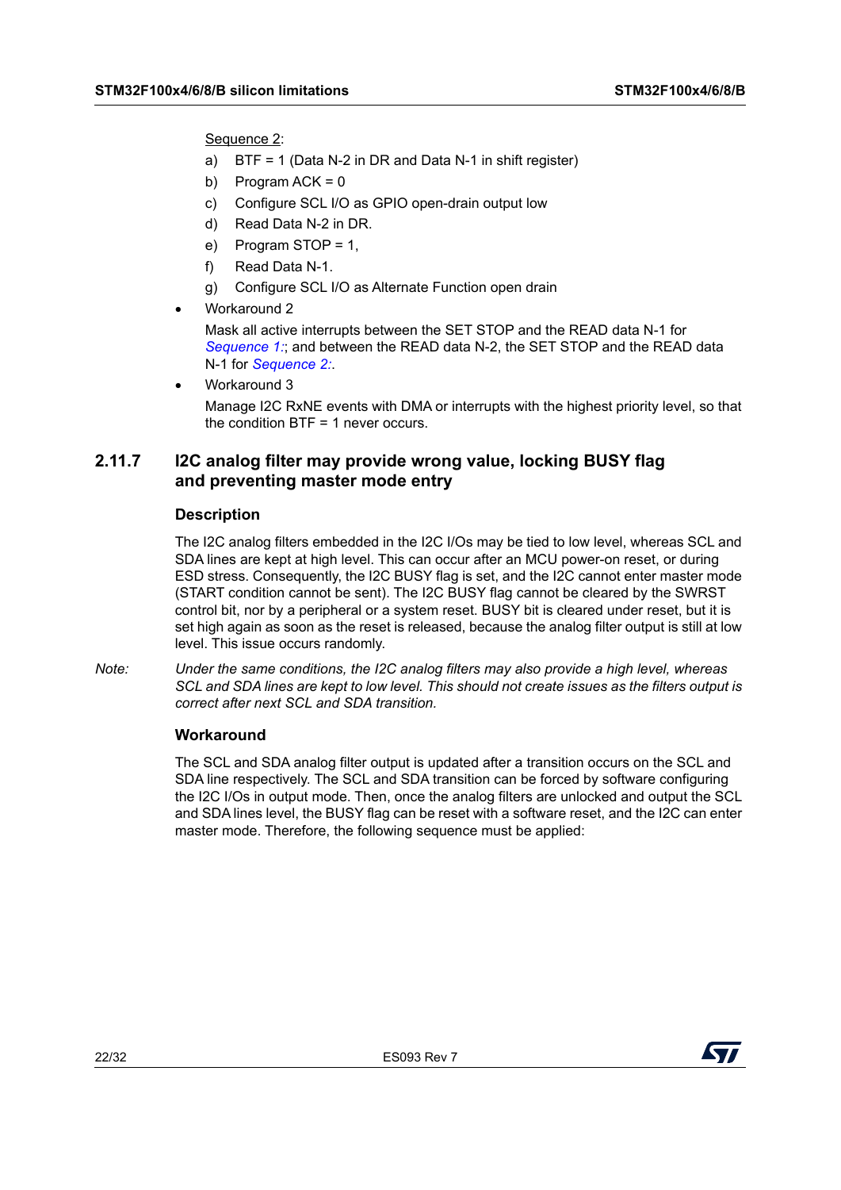Sequence 2:

a) BTF = 1 (Data N-2 in DR and Data N-1 in shift register)

b) Program ACK = 0

c) Configure SCL I/O as GPIO open-drain output low

d) Read Data N-2 in DR.

e) Program STOP = 1,

f) Read Data N-1.

g) Configure SCL I/O as Alternate Function open drain

- Workaround 2

  Mask all active interrupts between the SET STOP and the READ data N-1 for *Sequence 1:*; and between the READ data N-2, the SET STOP and the READ data N-1 for *Sequence 2:*.

- Workaround 3

  Manage I2C RxNE events with DMA or interrupts with the highest priority level, so that the condition BTF = 1 never occurs.

### 2.11.7 I2C analog filter may provide wrong value, locking BUSY flag and preventing master mode entry

#### Description

The I2C analog filters embedded in the I2C I/Os may be tied to low level, whereas SCL and SDA lines are kept at high level. This can occur after an MCU power-on reset, or during ESD stress. Consequently, the I2C BUSY flag is set, and the I2C cannot enter master mode (START condition cannot be sent). The I2C BUSY flag cannot be cleared by the SWRST control bit, nor by a peripheral or a system reset. BUSY bit is cleared under reset, but it is set high again as soon as the reset is released, because the analog filter output is still at low level. This issue occurs randomly.

*Note: Under the same conditions, the I2C analog filters may also provide a high level, whereas SCL and SDA lines are kept to low level. This should not create issues as the filters output is correct after next SCL and SDA transition.*

#### Workaround

The SCL and SDA analog filter output is updated after a transition occurs on the SCL and SDA line respectively. The SCL and SDA transition can be forced by software configuring the I2C I/Os in output mode. Then, once the analog filters are unlocked and output the SCL and SDA lines level, the BUSY flag can be reset with a software reset, and the I2C can enter master mode. Therefore, the following sequence must be applied: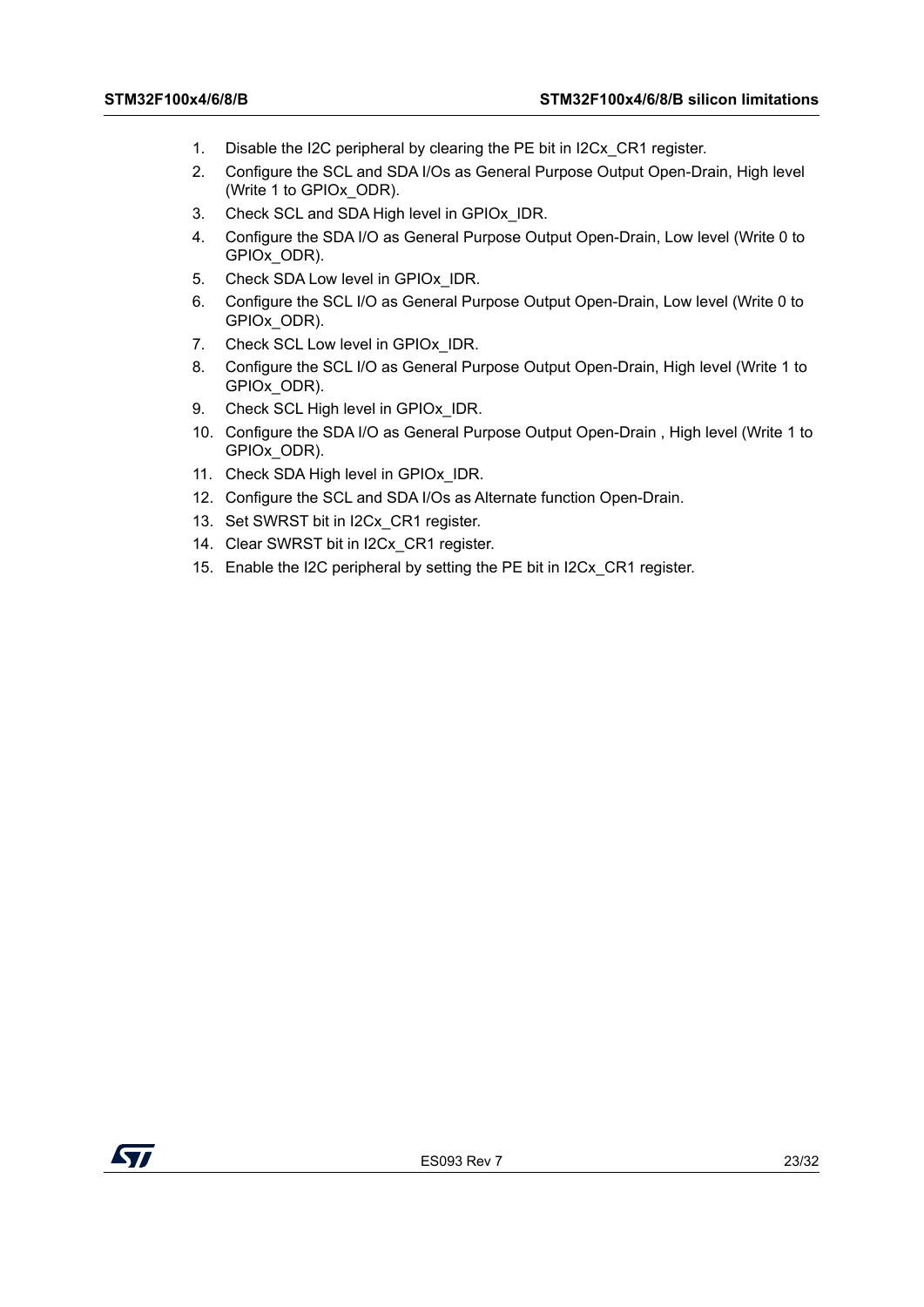1. Disable the I2C peripheral by clearing the PE bit in I2Cx_CR1 register.
2. Configure the SCL and SDA I/Os as General Purpose Output Open-Drain, High level (Write 1 to GPIOx_ODR).
3. Check SCL and SDA High level in GPIOx_IDR.
4. Configure the SDA I/O as General Purpose Output Open-Drain, Low level (Write 0 to GPIOx_ODR).
5. Check SDA Low level in GPIOx_IDR.
6. Configure the SCL I/O as General Purpose Output Open-Drain, Low level (Write 0 to GPIOx_ODR).
7. Check SCL Low level in GPIOx_IDR.
8. Configure the SCL I/O as General Purpose Output Open-Drain, High level (Write 1 to GPIOx_ODR).
9. Check SCL High level in GPIOx_IDR.
10. Configure the SDA I/O as General Purpose Output Open-Drain , High level (Write 1 to GPIOx_ODR).
11. Check SDA High level in GPIOx_IDR.
12. Configure the SCL and SDA I/Os as Alternate function Open-Drain.
13. Set SWRST bit in I2Cx_CR1 register.
14. Clear SWRST bit in I2Cx_CR1 register.
15. Enable the I2C peripheral by setting the PE bit in I2Cx_CR1 register.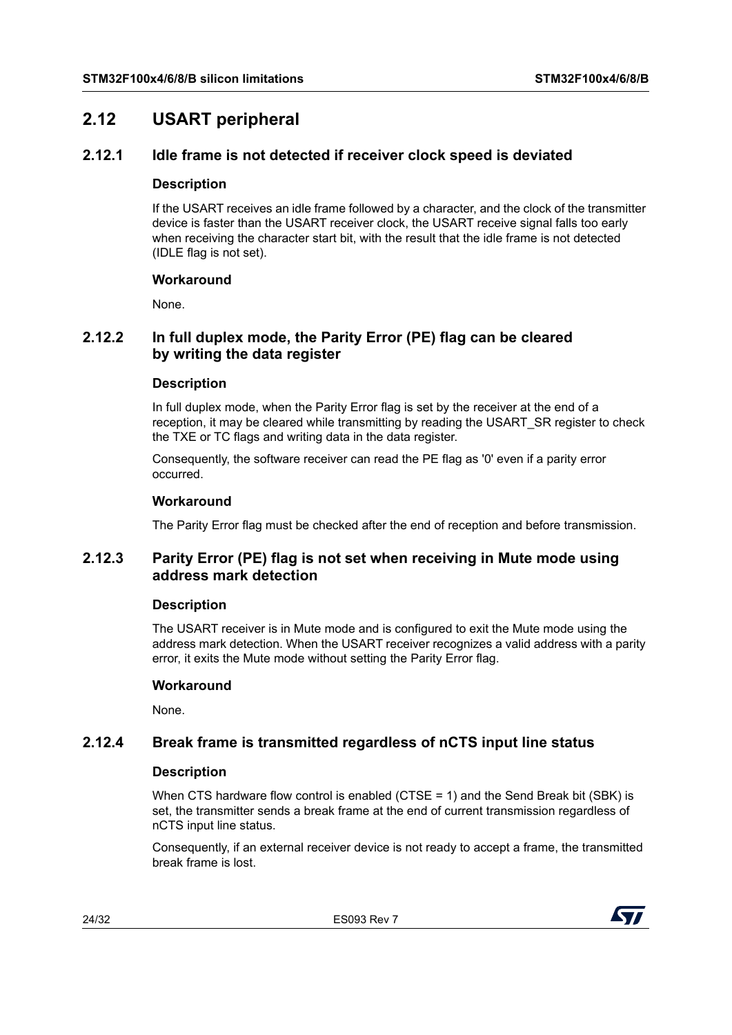## 2.12 USART peripheral

### 2.12.1 Idle frame is not detected if receiver clock speed is deviated

#### Description

If the USART receives an idle frame followed by a character, and the clock of the transmitter device is faster than the USART receiver clock, the USART receive signal falls too early when receiving the character start bit, with the result that the idle frame is not detected (IDLE flag is not set).

#### Workaround

None.

### 2.12.2 In full duplex mode, the Parity Error (PE) flag can be cleared by writing the data register

#### Description

In full duplex mode, when the Parity Error flag is set by the receiver at the end of a reception, it may be cleared while transmitting by reading the USART_SR register to check the TXE or TC flags and writing data in the data register.

Consequently, the software receiver can read the PE flag as '0' even if a parity error occurred.

#### Workaround

The Parity Error flag must be checked after the end of reception and before transmission.

### 2.12.3 Parity Error (PE) flag is not set when receiving in Mute mode using address mark detection

#### Description

The USART receiver is in Mute mode and is configured to exit the Mute mode using the address mark detection. When the USART receiver recognizes a valid address with a parity error, it exits the Mute mode without setting the Parity Error flag.

#### Workaround

None.

### 2.12.4 Break frame is transmitted regardless of nCTS input line status

#### Description

When CTS hardware flow control is enabled (CTSE = 1) and the Send Break bit (SBK) is set, the transmitter sends a break frame at the end of current transmission regardless of nCTS input line status.

Consequently, if an external receiver device is not ready to accept a frame, the transmitted break frame is lost.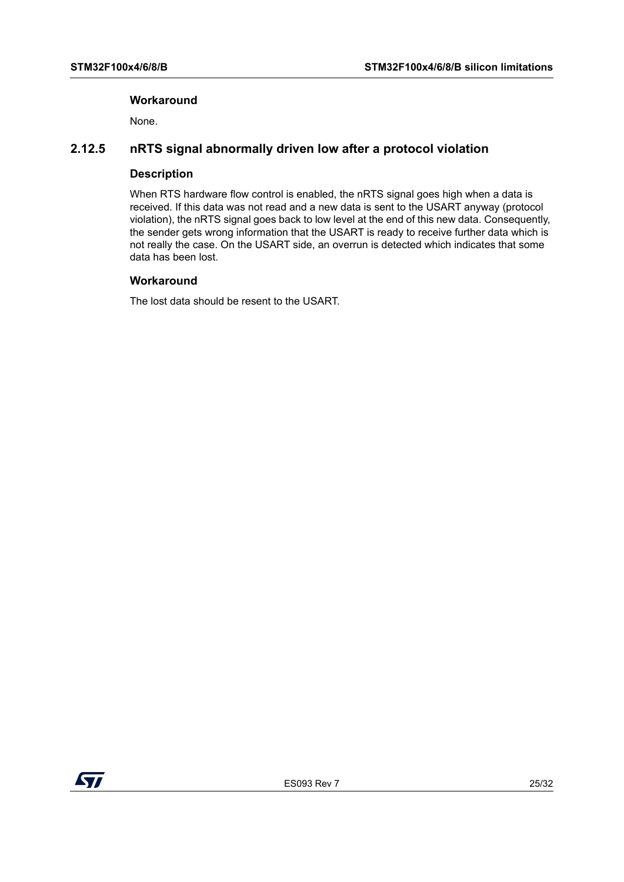#### Workaround

None.

### 2.12.5 nRTS signal abnormally driven low after a protocol violation

#### Description

When RTS hardware flow control is enabled, the nRTS signal goes high when a data is received. If this data was not read and a new data is sent to the USART anyway (protocol violation), the nRTS signal goes back to low level at the end of this new data. Consequently, the sender gets wrong information that the USART is ready to receive further data which is not really the case. On the USART side, an overrun is detected which indicates that some data has been lost.

#### Workaround

The lost data should be resent to the USART.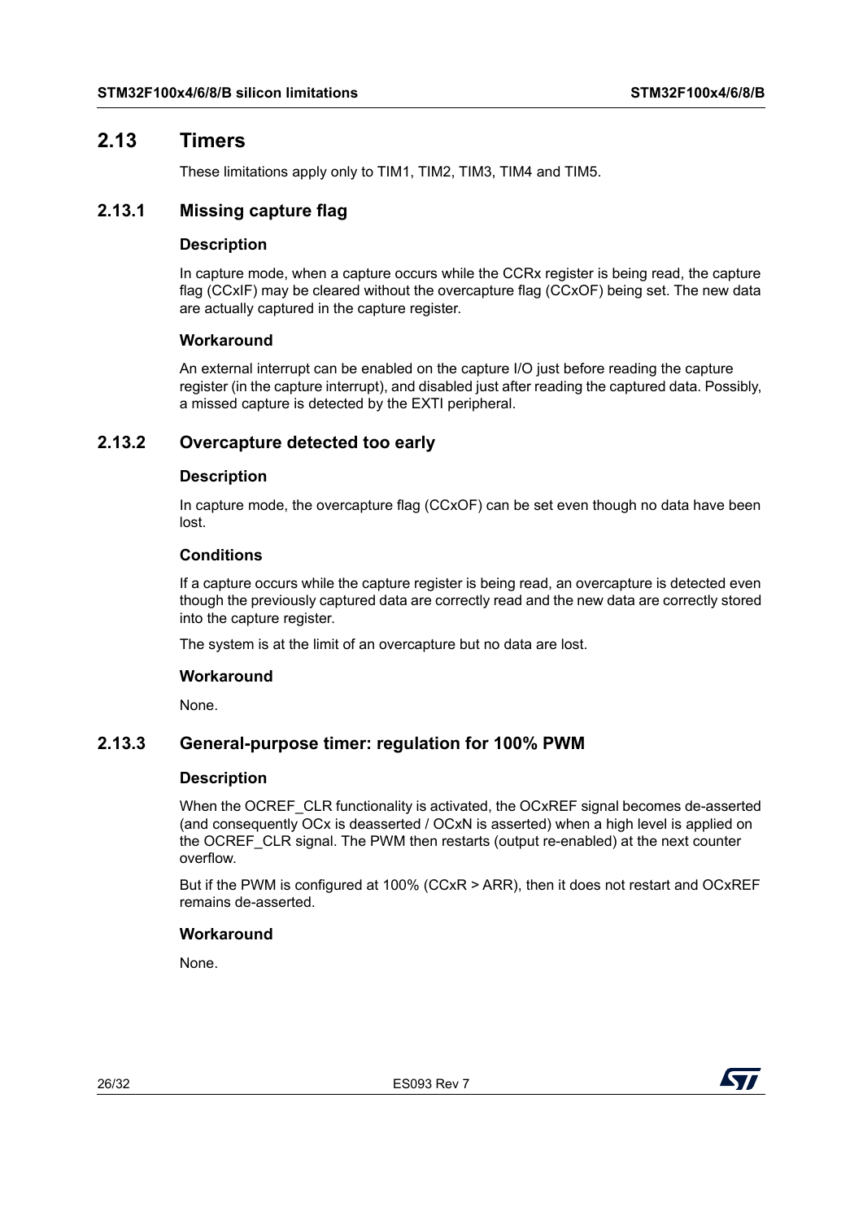## 2.13 Timers

These limitations apply only to TIM1, TIM2, TIM3, TIM4 and TIM5.

### 2.13.1 Missing capture flag

#### Description

In capture mode, when a capture occurs while the CCRx register is being read, the capture flag (CCxIF) may be cleared without the overcapture flag (CCxOF) being set. The new data are actually captured in the capture register.

#### Workaround

An external interrupt can be enabled on the capture I/O just before reading the capture register (in the capture interrupt), and disabled just after reading the captured data. Possibly, a missed capture is detected by the EXTI peripheral.

### 2.13.2 Overcapture detected too early

#### Description

In capture mode, the overcapture flag (CCxOF) can be set even though no data have been lost.

#### Conditions

If a capture occurs while the capture register is being read, an overcapture is detected even though the previously captured data are correctly read and the new data are correctly stored into the capture register.

The system is at the limit of an overcapture but no data are lost.

#### Workaround

None.

### 2.13.3 General-purpose timer: regulation for 100% PWM

#### Description

When the OCREF_CLR functionality is activated, the OCxREF signal becomes de-asserted (and consequently OCx is deasserted / OCxN is asserted) when a high level is applied on the OCREF_CLR signal. The PWM then restarts (output re-enabled) at the next counter overflow.

But if the PWM is configured at 100% (CCxR > ARR), then it does not restart and OCxREF remains de-asserted.

#### Workaround

None.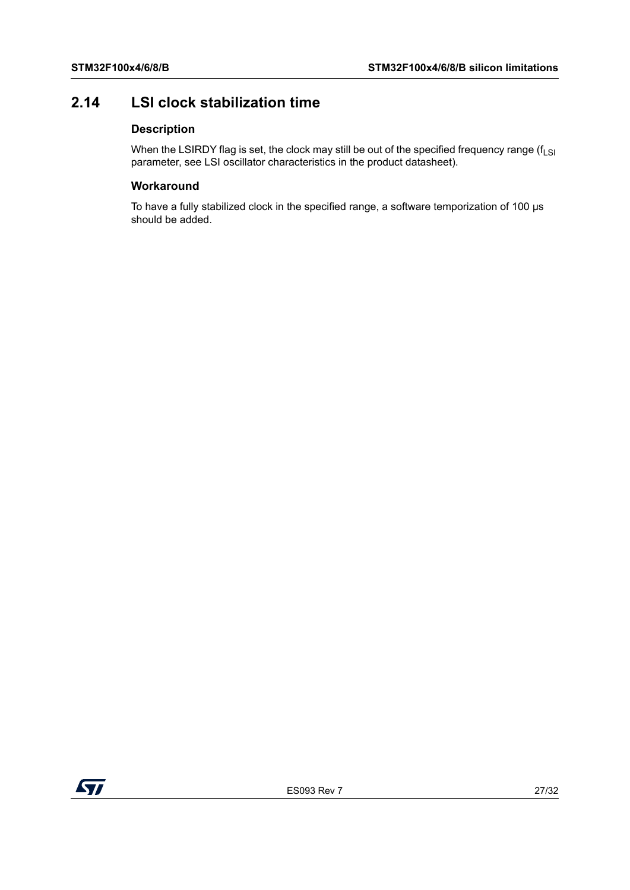## 2.14 LSI clock stabilization time

### Description

When the LSIRDY flag is set, the clock may still be out of the specified frequency range ($f_{LSI}$ parameter, see LSI oscillator characteristics in the product datasheet).

### Workaround

To have a fully stabilized clock in the specified range, a software temporization of 100 µs should be added.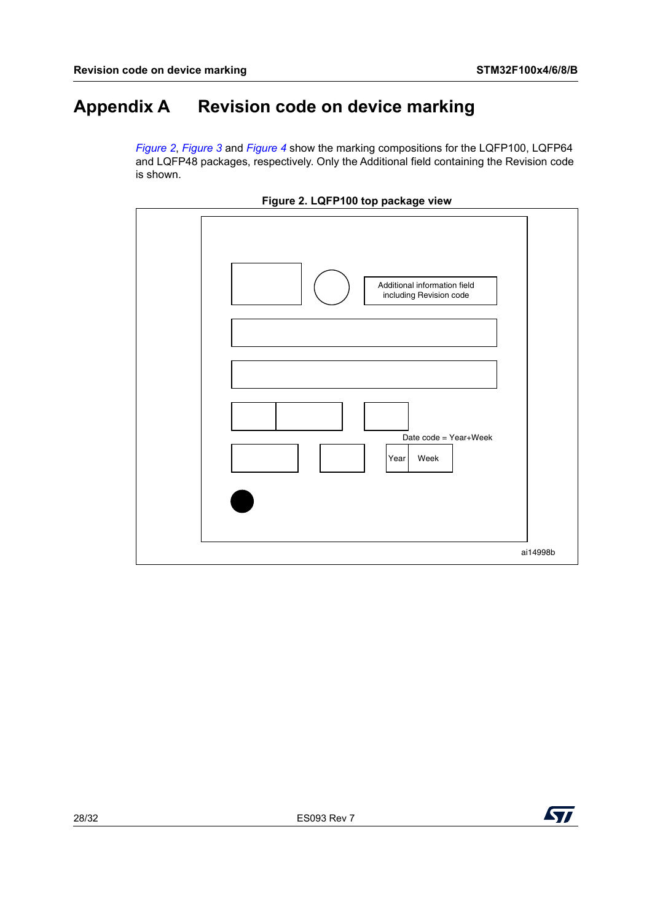# Appendix A Revision code on device marking

*Figure 2*, *Figure 3* and *Figure 4* show the marking compositions for the LQFP100, LQFP64 and LQFP48 packages, respectively. Only the Additional field containing the Revision code is shown.

**Figure 2. LQFP100 top package view**

Additional information field including Revision code

Date code = Year+Week

Year Week

ai14998b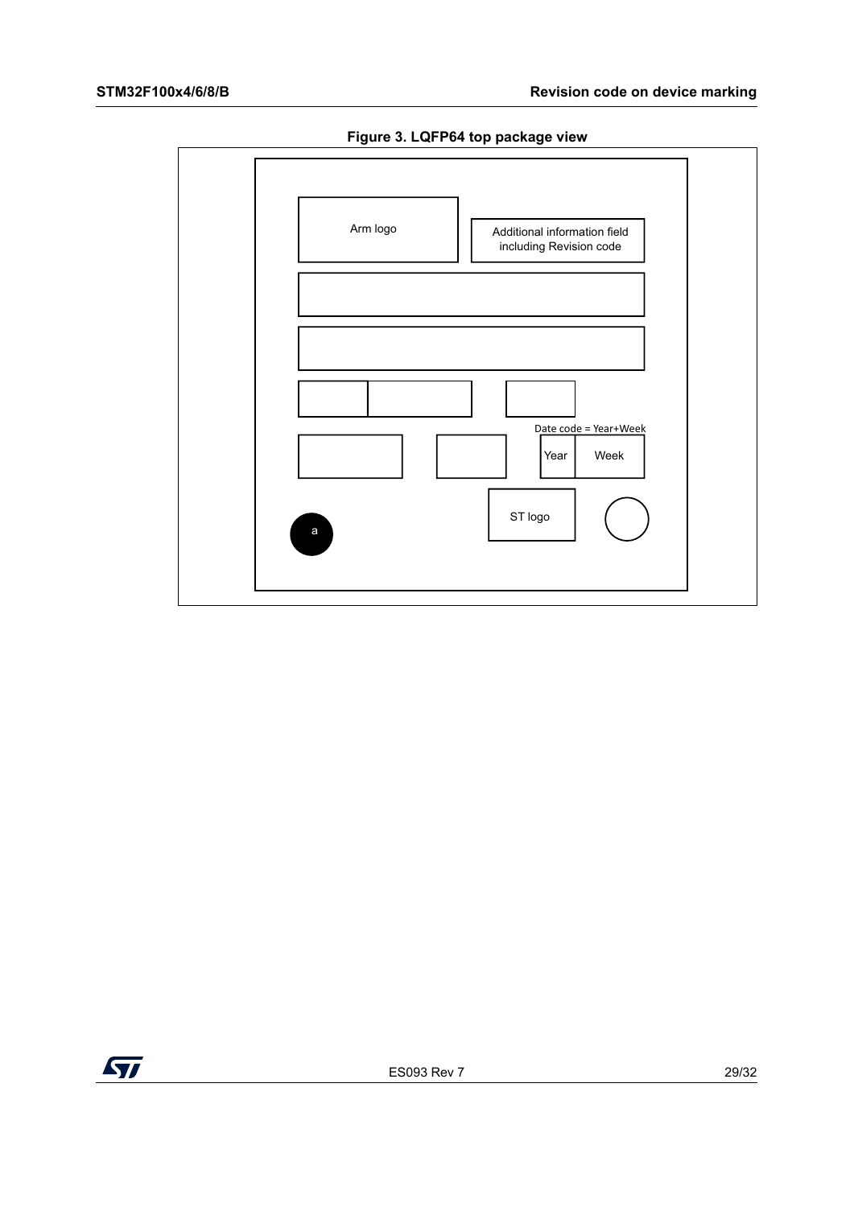**Figure 3. LQFP64 top package view**

Arm logo

Additional information field including Revision code

Date code = Year+Week

Year | Week

ST logo

a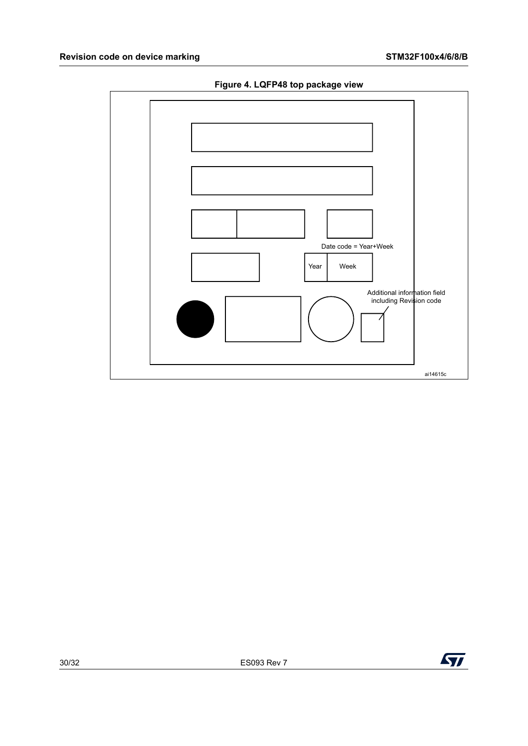**Figure 4. LQFP48 top package view**

Date code = Year+Week

Year | Week

Additional information field including Revision code

ai14615c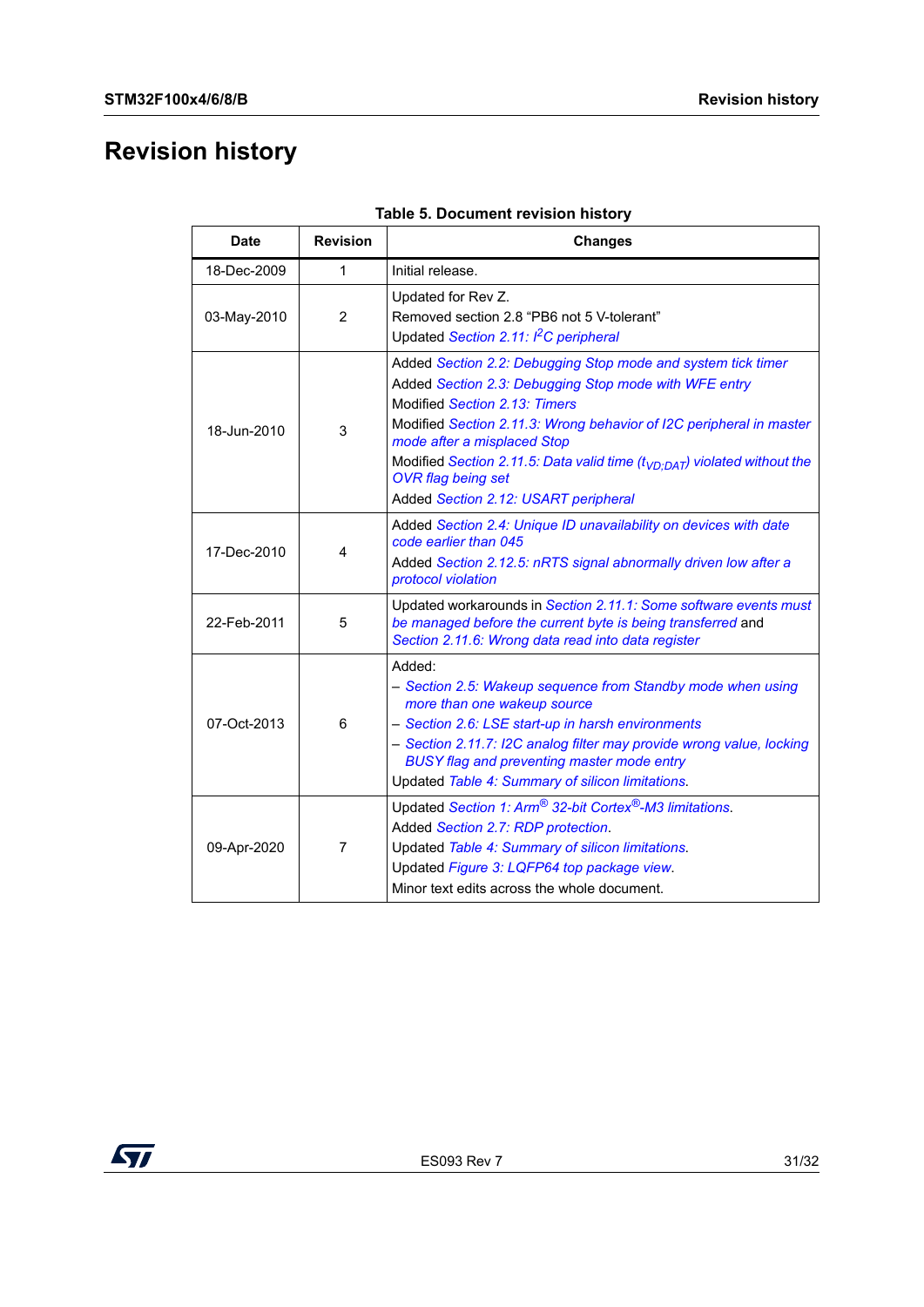# Revision history

**Table 5. Document revision history**

| Date | Revision | Changes |
|---|---|---|
| 18-Dec-2009 | 1 | Initial release. |
| 03-May-2010 | 2 | Updated for Rev Z.<br>Removed section 2.8 “PB6 not 5 V-tolerant”<br>Updated *Section 2.11: $I^2C$ peripheral* |
| 18-Jun-2010 | 3 | Added *Section 2.2: Debugging Stop mode and system tick timer*<br>Added *Section 2.3: Debugging Stop mode with WFE entry*<br>Modified *Section 2.13: Timers*<br>Modified *Section 2.11.3: Wrong behavior of I2C peripheral in master mode after a misplaced Stop*<br>Modified *Section 2.11.5: Data valid time ($t_{VD;DAT}$) violated without the OVR flag being set*<br>Added *Section 2.12: USART peripheral* |
| 17-Dec-2010 | 4 | Added *Section 2.4: Unique ID unavailability on devices with date code earlier than 045*<br>Added *Section 2.12.5: nRTS signal abnormally driven low after a protocol violation* |
| 22-Feb-2011 | 5 | Updated workarounds in *Section 2.11.1: Some software events must be managed before the current byte is being transferred* and *Section 2.11.6: Wrong data read into data register* |
| 07-Oct-2013 | 6 | Added:<br>– *Section 2.5: Wakeup sequence from Standby mode when using more than one wakeup source*<br>– *Section 2.6: LSE start-up in harsh environments*<br>– *Section 2.11.7: I2C analog filter may provide wrong value, locking BUSY flag and preventing master mode entry*<br>Updated *Table 4: Summary of silicon limitations*. |
| 09-Apr-2020 | 7 | Updated *Section 1: Arm® 32-bit Cortex®-M3 limitations*.<br>Added *Section 2.7: RDP protection*.<br>Updated *Table 4: Summary of silicon limitations*.<br>Updated *Figure 3: LQFP64 top package view*.<br>Minor text edits across the whole document. |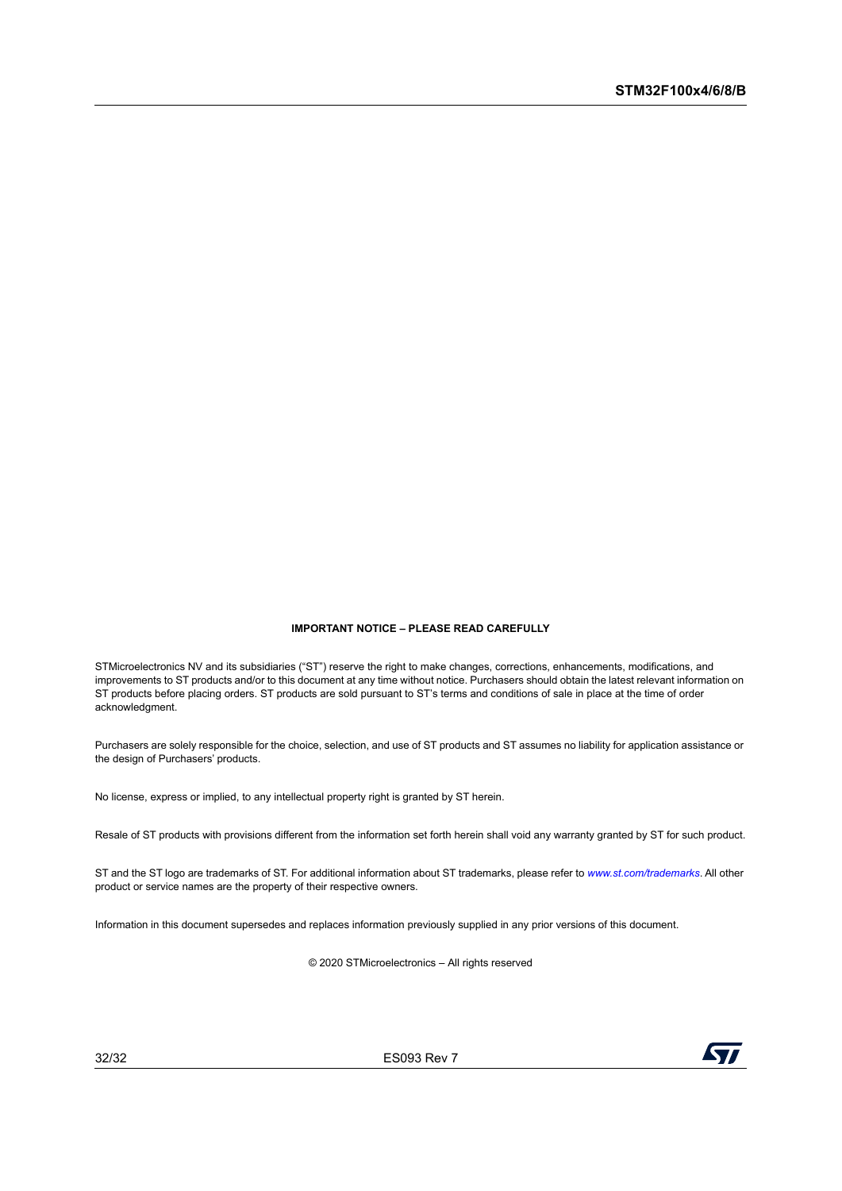**IMPORTANT NOTICE – PLEASE READ CAREFULLY**

STMicroelectronics NV and its subsidiaries (“ST”) reserve the right to make changes, corrections, enhancements, modifications, and improvements to ST products and/or to this document at any time without notice. Purchasers should obtain the latest relevant information on ST products before placing orders. ST products are sold pursuant to ST’s terms and conditions of sale in place at the time of order acknowledgment.

Purchasers are solely responsible for the choice, selection, and use of ST products and ST assumes no liability for application assistance or the design of Purchasers’ products.

No license, express or implied, to any intellectual property right is granted by ST herein.

Resale of ST products with provisions different from the information set forth herein shall void any warranty granted by ST for such product.

ST and the ST logo are trademarks of ST. For additional information about ST trademarks, please refer to *www.st.com/trademarks*. All other product or service names are the property of their respective owners.

Information in this document supersedes and replaces information previously supplied in any prior versions of this document.

© 2020 STMicroelectronics – All rights reserved